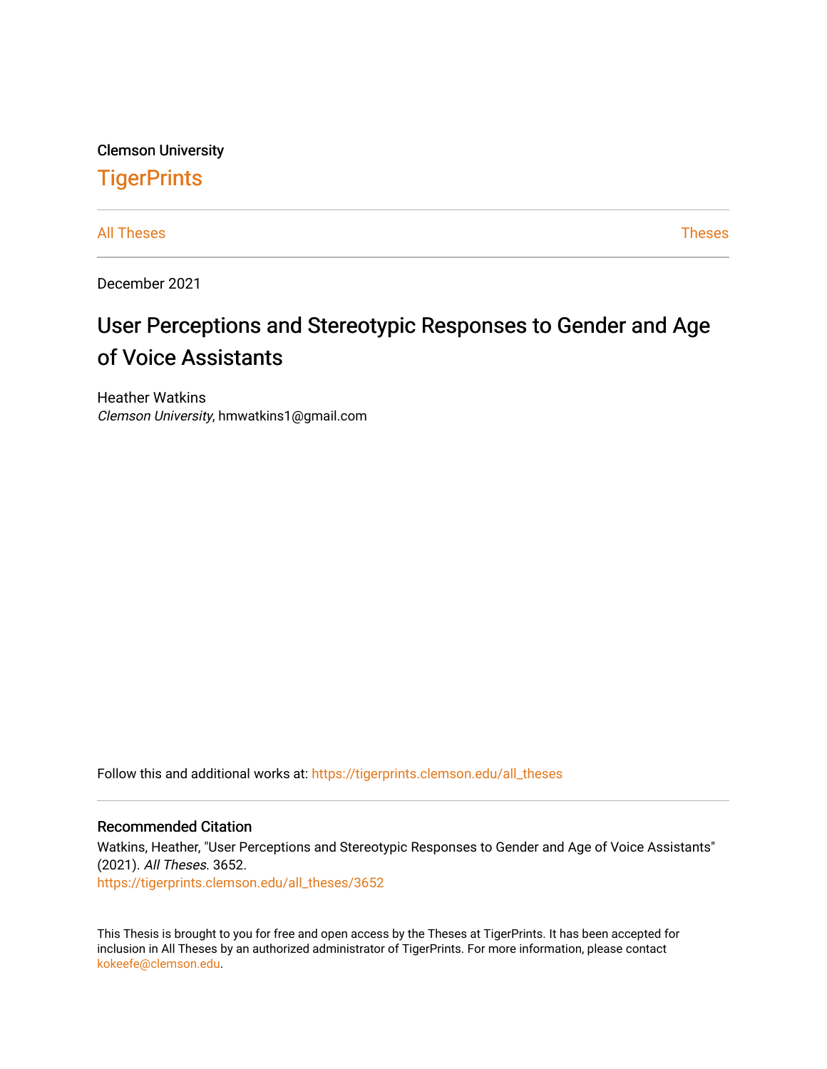Clemson University

# TigerPrints

All Theses | Theses

December 2021

## User Perceptions and Stereotypic Responses to Gender and Age of Voice Assistants

Heather Watkins
*Clemson University*, hmwatkins1@gmail.com

Follow this and additional works at: https://tigerprints.clemson.edu/all_theses

### Recommended Citation

Watkins, Heather, "User Perceptions and Stereotypic Responses to Gender and Age of Voice Assistants" (2021). *All Theses*. 3652.
https://tigerprints.clemson.edu/all_theses/3652

This Thesis is brought to you for free and open access by the Theses at TigerPrints. It has been accepted for inclusion in All Theses by an authorized administrator of TigerPrints. For more information, please contact kokeefe@clemson.edu.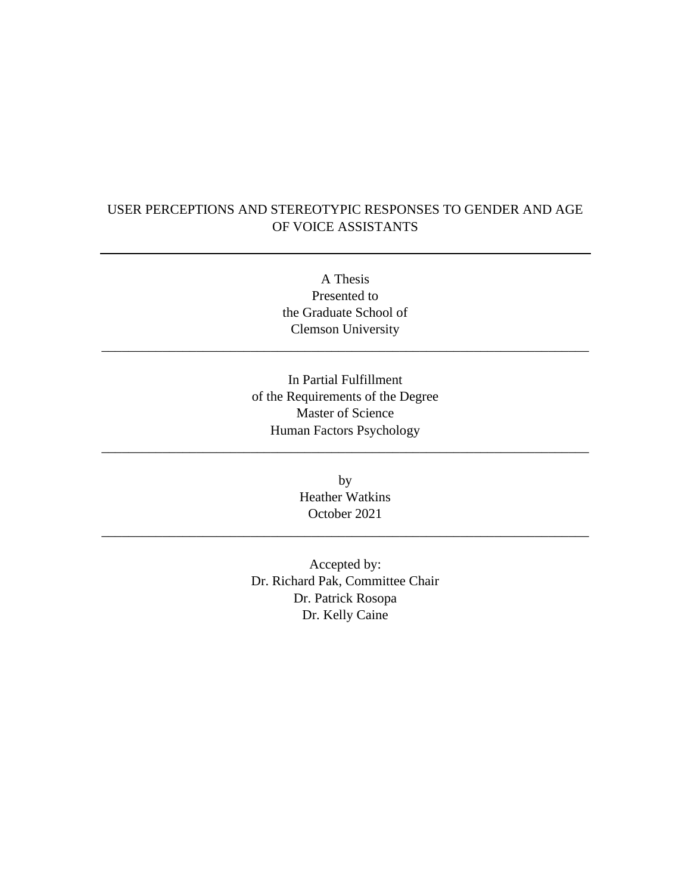# USER PERCEPTIONS AND STEREOTYPIC RESPONSES TO GENDER AND AGE OF VOICE ASSISTANTS

---

A Thesis
Presented to
the Graduate School of
Clemson University

---

In Partial Fulfillment
of the Requirements of the Degree
Master of Science
Human Factors Psychology

---

by
Heather Watkins
October 2021

---

Accepted by:
Dr. Richard Pak, Committee Chair
Dr. Patrick Rosopa
Dr. Kelly Caine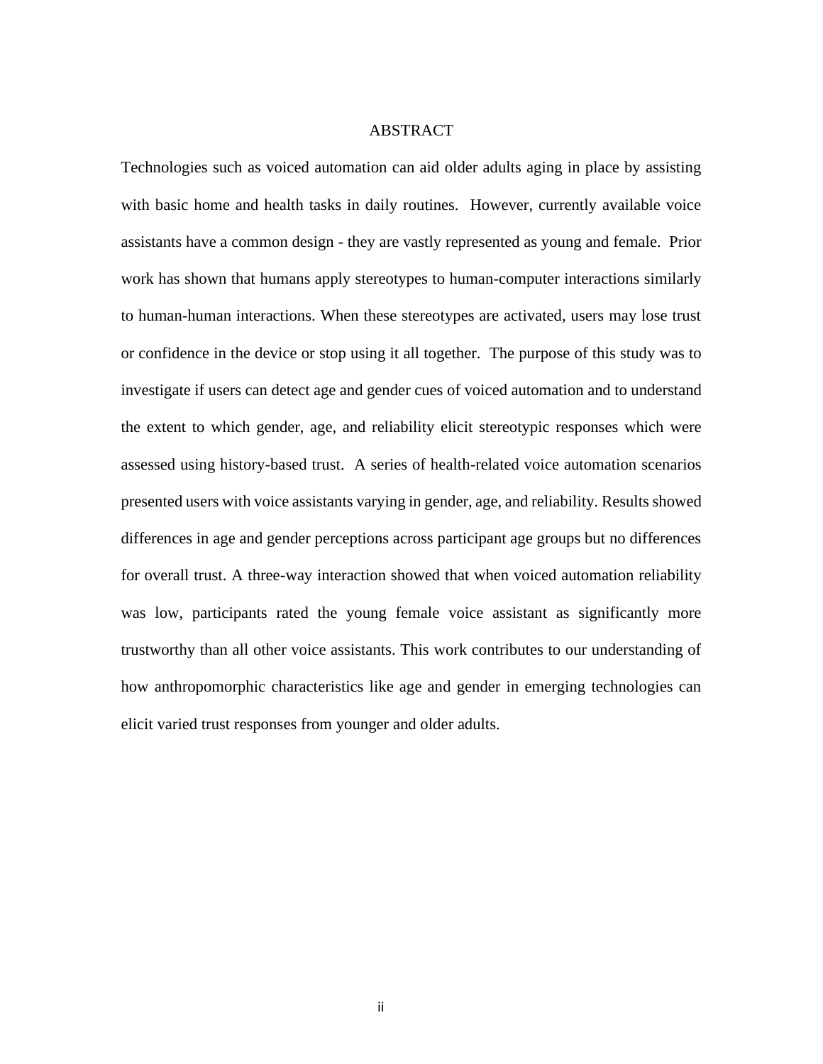# ABSTRACT

Technologies such as voiced automation can aid older adults aging in place by assisting with basic home and health tasks in daily routines. However, currently available voice assistants have a common design - they are vastly represented as young and female. Prior work has shown that humans apply stereotypes to human-computer interactions similarly to human-human interactions. When these stereotypes are activated, users may lose trust or confidence in the device or stop using it all together. The purpose of this study was to investigate if users can detect age and gender cues of voiced automation and to understand the extent to which gender, age, and reliability elicit stereotypic responses which were assessed using history-based trust. A series of health-related voice automation scenarios presented users with voice assistants varying in gender, age, and reliability. Results showed differences in age and gender perceptions across participant age groups but no differences for overall trust. A three-way interaction showed that when voiced automation reliability was low, participants rated the young female voice assistant as significantly more trustworthy than all other voice assistants. This work contributes to our understanding of how anthropomorphic characteristics like age and gender in emerging technologies can elicit varied trust responses from younger and older adults.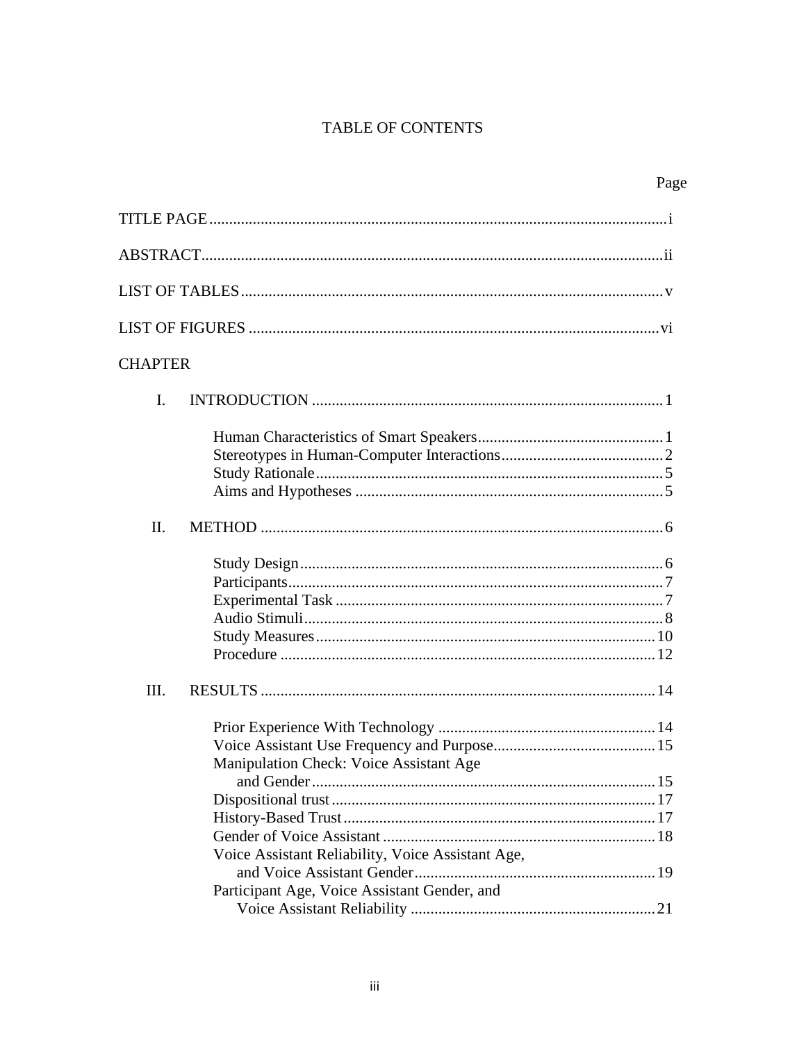# TABLE OF CONTENTS

| | Page |
|---|---|
| TITLE PAGE | i |
| ABSTRACT | ii |
| LIST OF TABLES | v |
| LIST OF FIGURES | vi |
| CHAPTER | |
| I. INTRODUCTION | 1 |
| Human Characteristics of Smart Speakers | 1 |
| Stereotypes in Human-Computer Interactions | 2 |
| Study Rationale | 5 |
| Aims and Hypotheses | 5 |
| II. METHOD | 6 |
| Study Design | 6 |
| Participants | 7 |
| Experimental Task | 7 |
| Audio Stimuli | 8 |
| Study Measures | 10 |
| Procedure | 12 |
| III. RESULTS | 14 |
| Prior Experience With Technology | 14 |
| Voice Assistant Use Frequency and Purpose | 15 |
| Manipulation Check: Voice Assistant Age and Gender | 15 |
| Dispositional trust | 17 |
| History-Based Trust | 17 |
| Gender of Voice Assistant | 18 |
| Voice Assistant Reliability, Voice Assistant Age, and Voice Assistant Gender | 19 |
| Participant Age, Voice Assistant Gender, and Voice Assistant Reliability | 21 |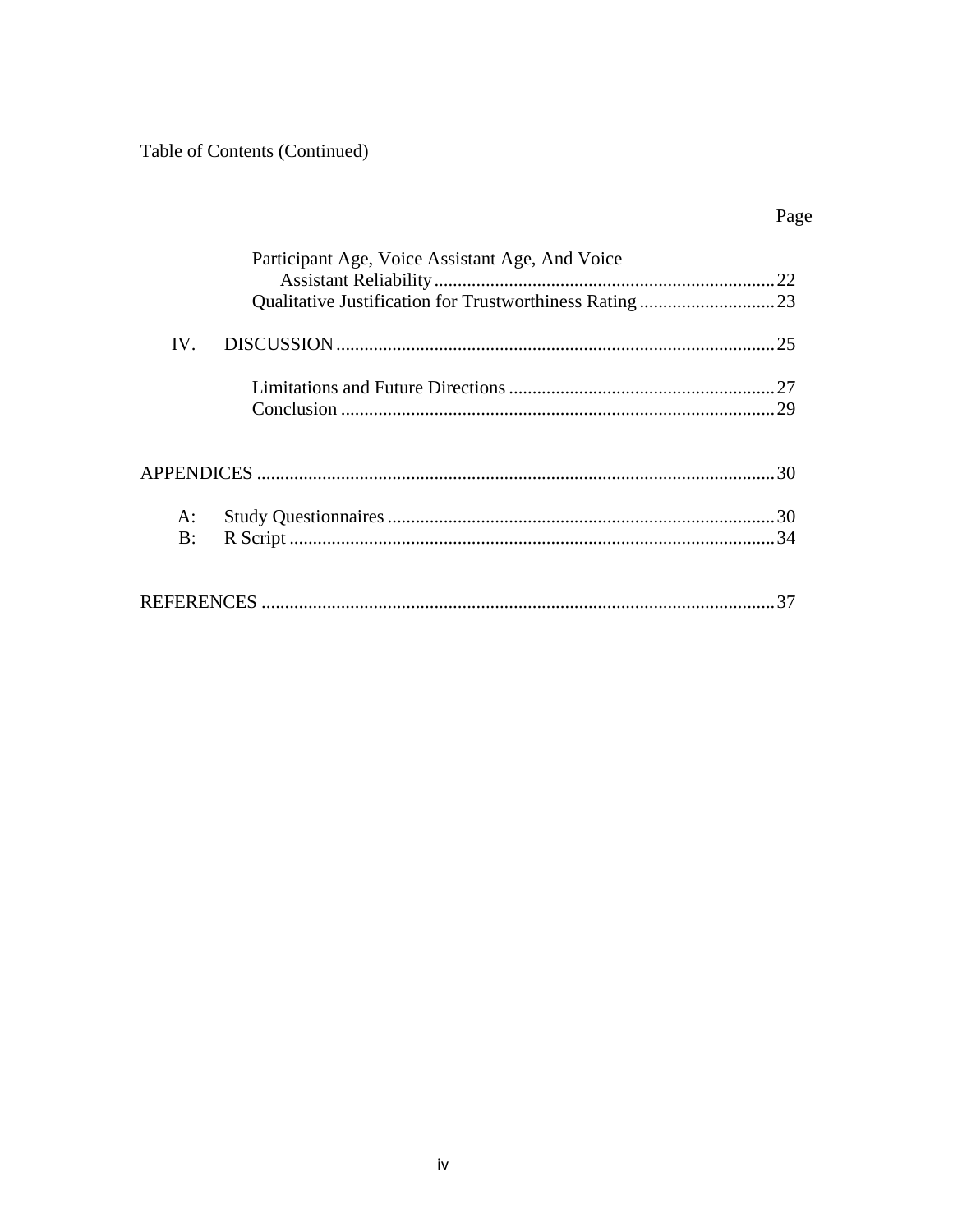Table of Contents (Continued)

Page

- Participant Age, Voice Assistant Age, And Voice Assistant Reliability ........ 22
- Qualitative Justification for Trustworthiness Rating ........ 23

IV. DISCUSSION ........ 25

- Limitations and Future Directions ........ 27
- Conclusion ........ 29

APPENDICES ........ 30

- A: Study Questionnaires ........ 30
- B: R Script ........ 34

REFERENCES ........ 37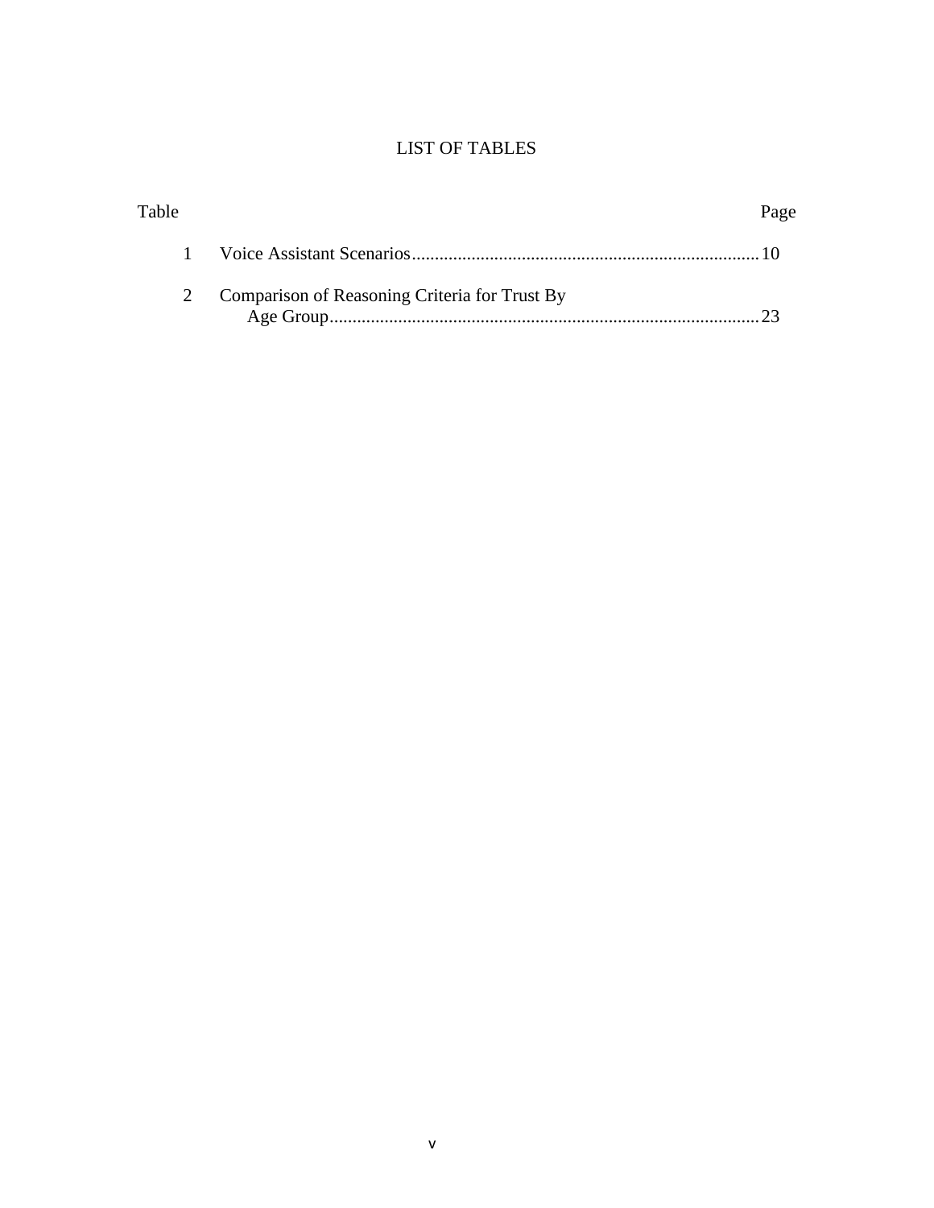# LIST OF TABLES

| Table | | Page |
|---|---|---|
| 1 | Voice Assistant Scenarios | 10 |
| 2 | Comparison of Reasoning Criteria for Trust By Age Group | 23 |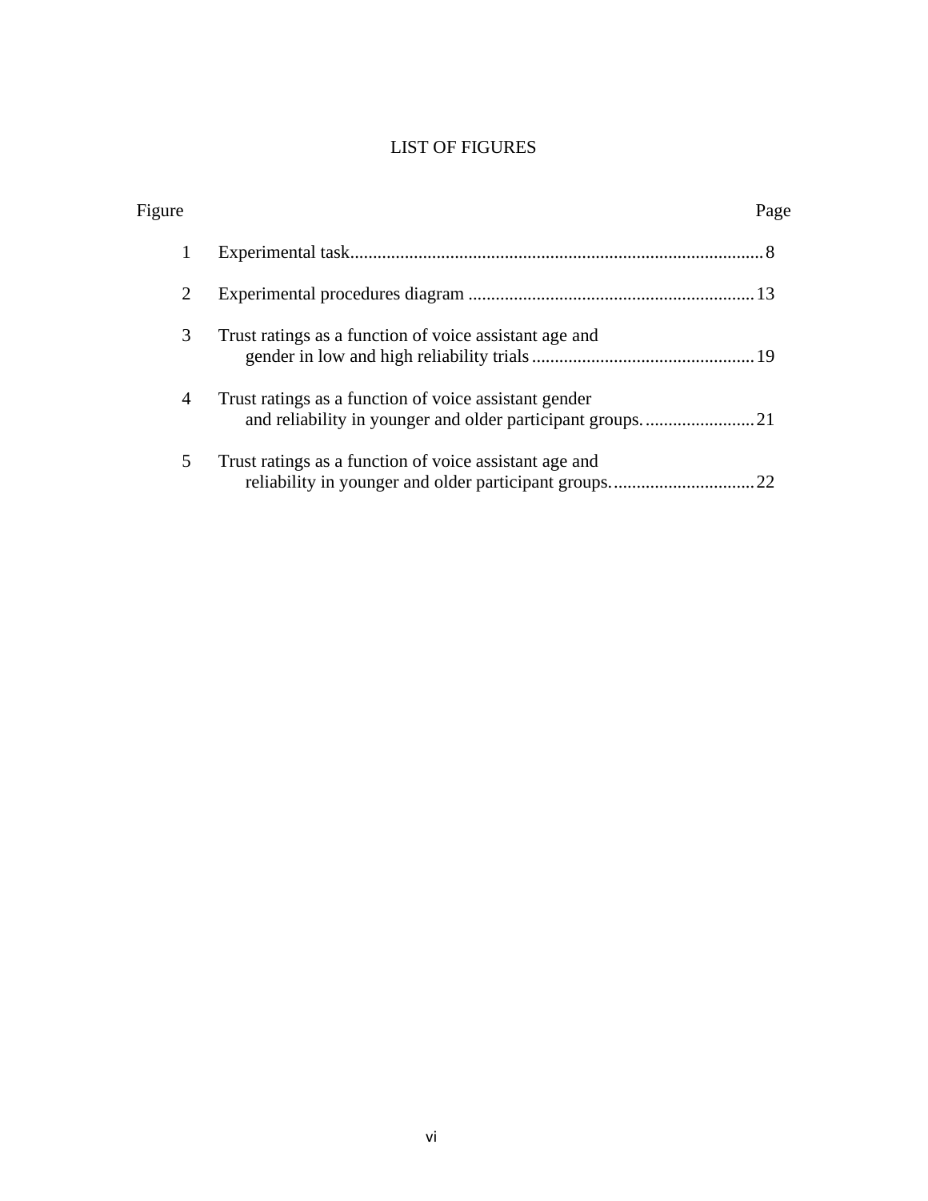# LIST OF FIGURES

| Figure | | Page |
|---|---|---|
| 1 | Experimental task | 8 |
| 2 | Experimental procedures diagram | 13 |
| 3 | Trust ratings as a function of voice assistant age and gender in low and high reliability trials | 19 |
| 4 | Trust ratings as a function of voice assistant gender and reliability in younger and older participant groups. | 21 |
| 5 | Trust ratings as a function of voice assistant age and reliability in younger and older participant groups. | 22 |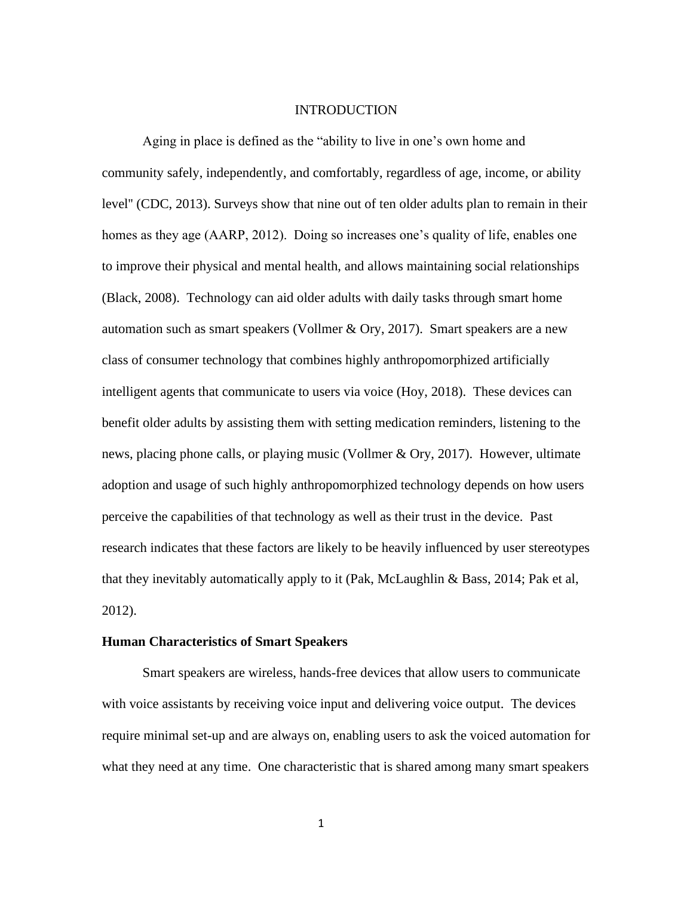# INTRODUCTION

Aging in place is defined as the "ability to live in one's own home and community safely, independently, and comfortably, regardless of age, income, or ability level" (CDC, 2013). Surveys show that nine out of ten older adults plan to remain in their homes as they age (AARP, 2012). Doing so increases one's quality of life, enables one to improve their physical and mental health, and allows maintaining social relationships (Black, 2008). Technology can aid older adults with daily tasks through smart home automation such as smart speakers (Vollmer & Ory, 2017). Smart speakers are a new class of consumer technology that combines highly anthropomorphized artificially intelligent agents that communicate to users via voice (Hoy, 2018). These devices can benefit older adults by assisting them with setting medication reminders, listening to the news, placing phone calls, or playing music (Vollmer & Ory, 2017). However, ultimate adoption and usage of such highly anthropomorphized technology depends on how users perceive the capabilities of that technology as well as their trust in the device. Past research indicates that these factors are likely to be heavily influenced by user stereotypes that they inevitably automatically apply to it (Pak, McLaughlin & Bass, 2014; Pak et al, 2012).

## Human Characteristics of Smart Speakers

Smart speakers are wireless, hands-free devices that allow users to communicate with voice assistants by receiving voice input and delivering voice output. The devices require minimal set-up and are always on, enabling users to ask the voiced automation for what they need at any time. One characteristic that is shared among many smart speakers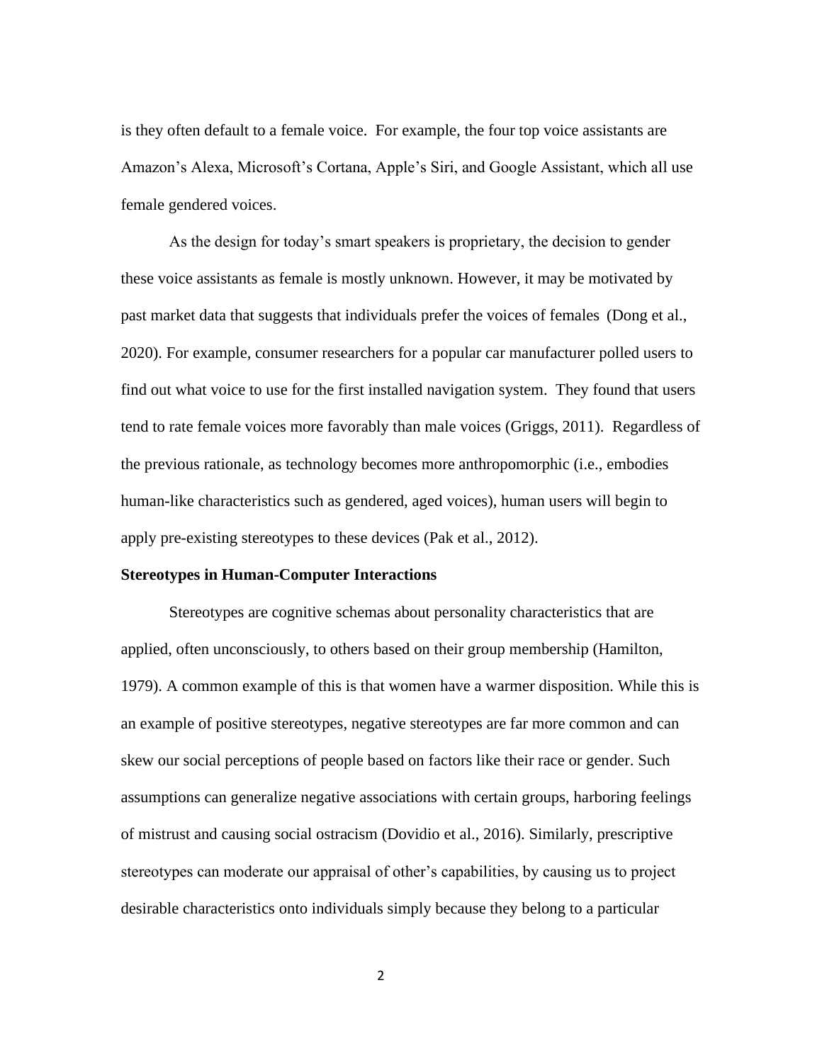is they often default to a female voice. For example, the four top voice assistants are Amazon's Alexa, Microsoft's Cortana, Apple's Siri, and Google Assistant, which all use female gendered voices.

As the design for today's smart speakers is proprietary, the decision to gender these voice assistants as female is mostly unknown. However, it may be motivated by past market data that suggests that individuals prefer the voices of females (Dong et al., 2020). For example, consumer researchers for a popular car manufacturer polled users to find out what voice to use for the first installed navigation system. They found that users tend to rate female voices more favorably than male voices (Griggs, 2011). Regardless of the previous rationale, as technology becomes more anthropomorphic (i.e., embodies human-like characteristics such as gendered, aged voices), human users will begin to apply pre-existing stereotypes to these devices (Pak et al., 2012).

**Stereotypes in Human-Computer Interactions**

Stereotypes are cognitive schemas about personality characteristics that are applied, often unconsciously, to others based on their group membership (Hamilton, 1979). A common example of this is that women have a warmer disposition. While this is an example of positive stereotypes, negative stereotypes are far more common and can skew our social perceptions of people based on factors like their race or gender. Such assumptions can generalize negative associations with certain groups, harboring feelings of mistrust and causing social ostracism (Dovidio et al., 2016). Similarly, prescriptive stereotypes can moderate our appraisal of other's capabilities, by causing us to project desirable characteristics onto individuals simply because they belong to a particular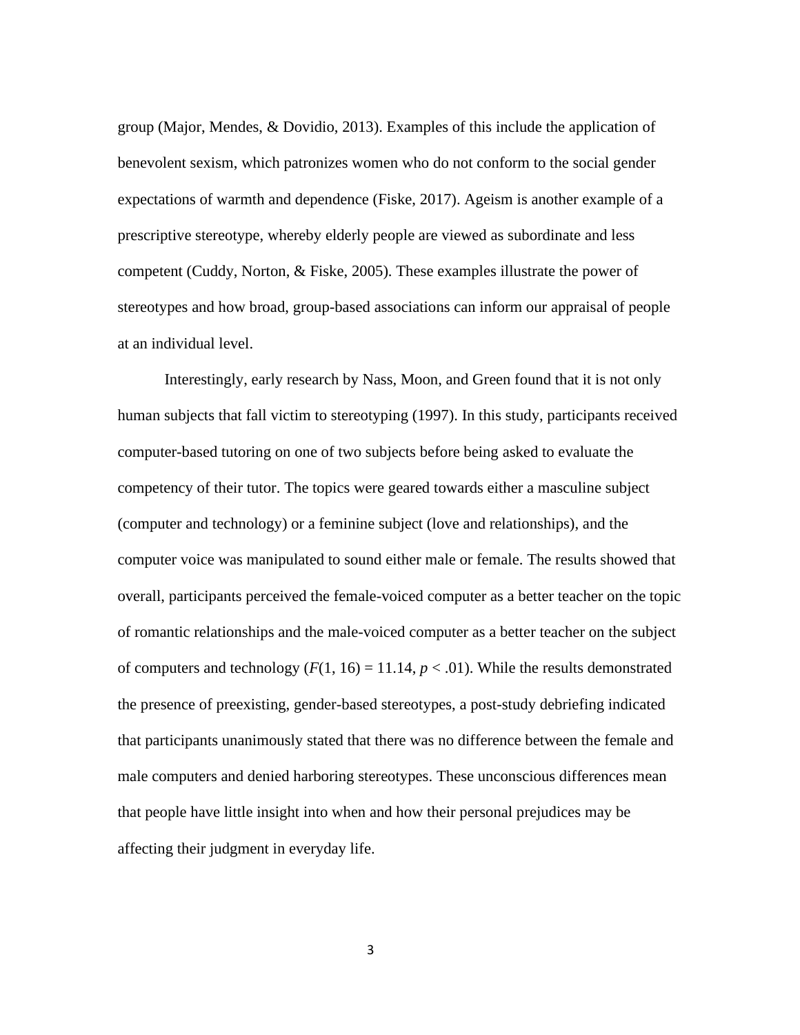group (Major, Mendes, & Dovidio, 2013). Examples of this include the application of benevolent sexism, which patronizes women who do not conform to the social gender expectations of warmth and dependence (Fiske, 2017). Ageism is another example of a prescriptive stereotype, whereby elderly people are viewed as subordinate and less competent (Cuddy, Norton, & Fiske, 2005). These examples illustrate the power of stereotypes and how broad, group-based associations can inform our appraisal of people at an individual level.

Interestingly, early research by Nass, Moon, and Green found that it is not only human subjects that fall victim to stereotyping (1997). In this study, participants received computer-based tutoring on one of two subjects before being asked to evaluate the competency of their tutor. The topics were geared towards either a masculine subject (computer and technology) or a feminine subject (love and relationships), and the computer voice was manipulated to sound either male or female. The results showed that overall, participants perceived the female-voiced computer as a better teacher on the topic of romantic relationships and the male-voiced computer as a better teacher on the subject of computers and technology ($F(1, 16) = 11.14$, $p < .01$). While the results demonstrated the presence of preexisting, gender-based stereotypes, a post-study debriefing indicated that participants unanimously stated that there was no difference between the female and male computers and denied harboring stereotypes. These unconscious differences mean that people have little insight into when and how their personal prejudices may be affecting their judgment in everyday life.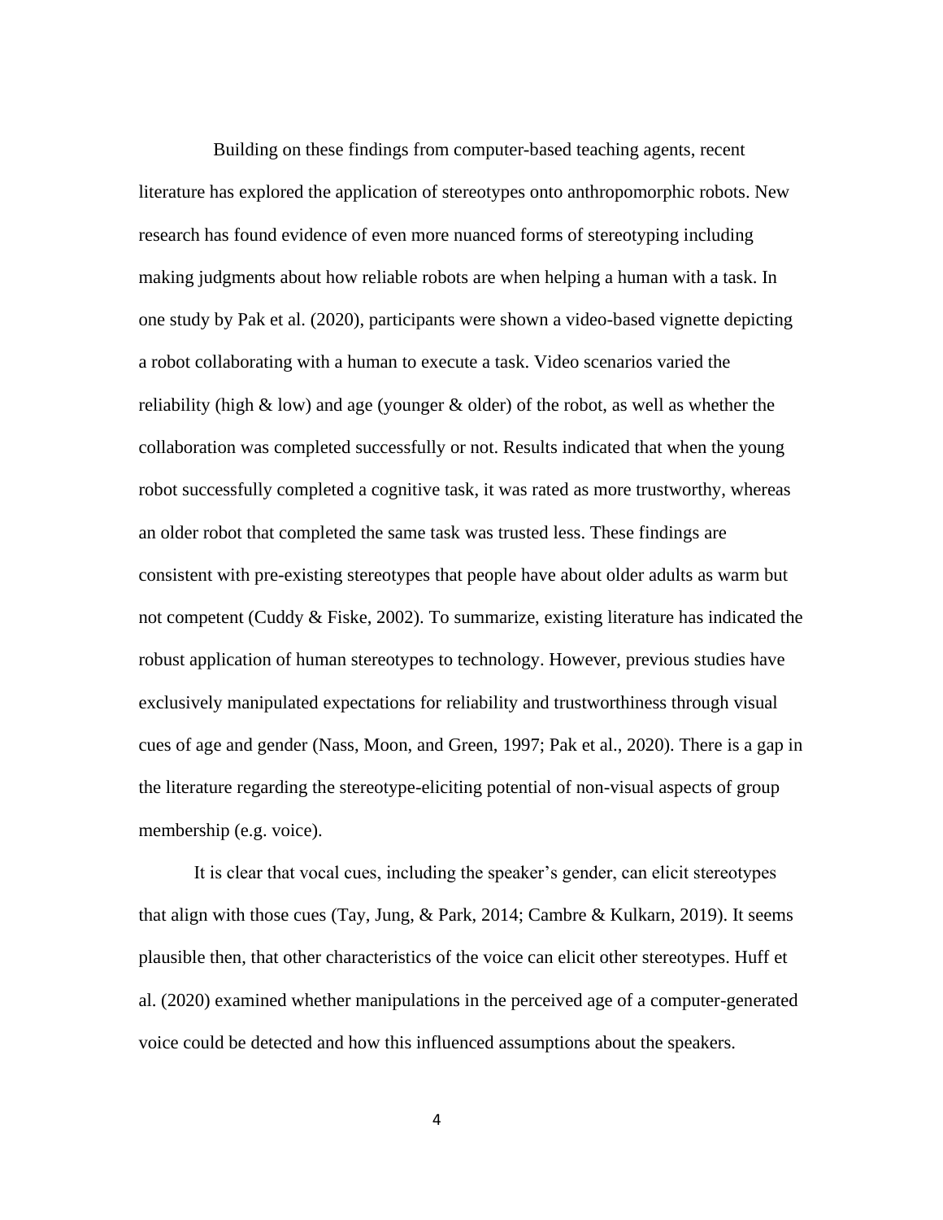Building on these findings from computer-based teaching agents, recent literature has explored the application of stereotypes onto anthropomorphic robots. New research has found evidence of even more nuanced forms of stereotyping including making judgments about how reliable robots are when helping a human with a task. In one study by Pak et al. (2020), participants were shown a video-based vignette depicting a robot collaborating with a human to execute a task. Video scenarios varied the reliability (high & low) and age (younger & older) of the robot, as well as whether the collaboration was completed successfully or not. Results indicated that when the young robot successfully completed a cognitive task, it was rated as more trustworthy, whereas an older robot that completed the same task was trusted less. These findings are consistent with pre-existing stereotypes that people have about older adults as warm but not competent (Cuddy & Fiske, 2002). To summarize, existing literature has indicated the robust application of human stereotypes to technology. However, previous studies have exclusively manipulated expectations for reliability and trustworthiness through visual cues of age and gender (Nass, Moon, and Green, 1997; Pak et al., 2020). There is a gap in the literature regarding the stereotype-eliciting potential of non-visual aspects of group membership (e.g. voice).

It is clear that vocal cues, including the speaker's gender, can elicit stereotypes that align with those cues (Tay, Jung, & Park, 2014; Cambre & Kulkarn, 2019). It seems plausible then, that other characteristics of the voice can elicit other stereotypes. Huff et al. (2020) examined whether manipulations in the perceived age of a computer-generated voice could be detected and how this influenced assumptions about the speakers.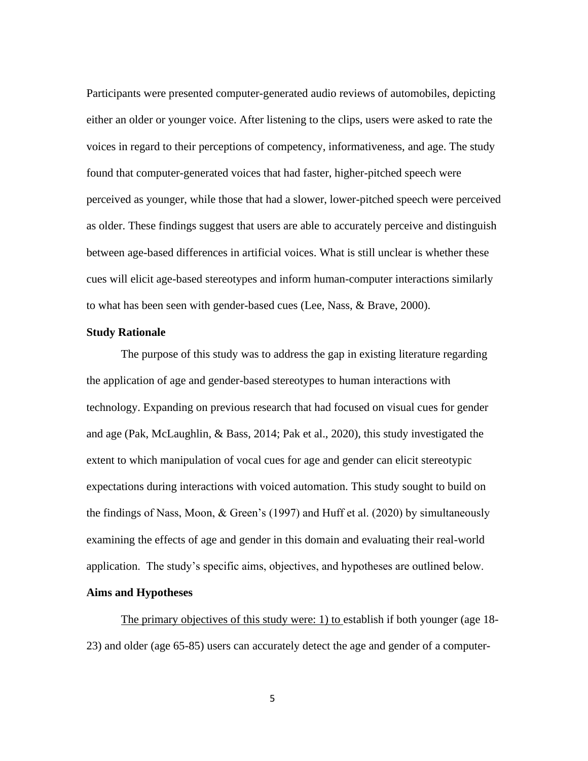Participants were presented computer-generated audio reviews of automobiles, depicting either an older or younger voice. After listening to the clips, users were asked to rate the voices in regard to their perceptions of competency, informativeness, and age. The study found that computer-generated voices that had faster, higher-pitched speech were perceived as younger, while those that had a slower, lower-pitched speech were perceived as older. These findings suggest that users are able to accurately perceive and distinguish between age-based differences in artificial voices. What is still unclear is whether these cues will elicit age-based stereotypes and inform human-computer interactions similarly to what has been seen with gender-based cues (Lee, Nass, & Brave, 2000).

**Study Rationale**

The purpose of this study was to address the gap in existing literature regarding the application of age and gender-based stereotypes to human interactions with technology. Expanding on previous research that had focused on visual cues for gender and age (Pak, McLaughlin, & Bass, 2014; Pak et al., 2020), this study investigated the extent to which manipulation of vocal cues for age and gender can elicit stereotypic expectations during interactions with voiced automation. This study sought to build on the findings of Nass, Moon, & Green's (1997) and Huff et al. (2020) by simultaneously examining the effects of age and gender in this domain and evaluating their real-world application. The study's specific aims, objectives, and hypotheses are outlined below.

**Aims and Hypotheses**

The primary objectives of this study were: 1) to establish if both younger (age 18-23) and older (age 65-85) users can accurately detect the age and gender of a computer-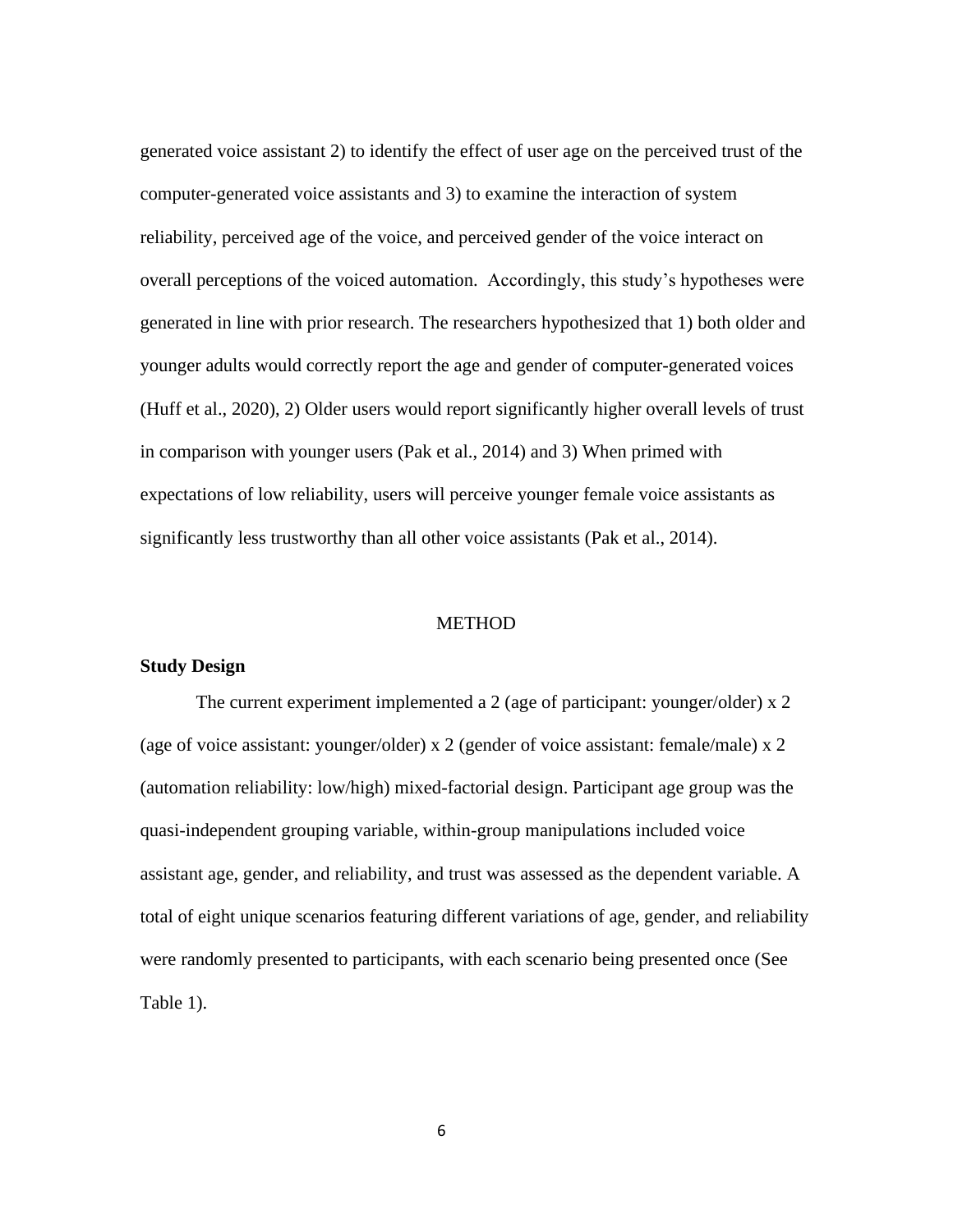generated voice assistant 2) to identify the effect of user age on the perceived trust of the computer-generated voice assistants and 3) to examine the interaction of system reliability, perceived age of the voice, and perceived gender of the voice interact on overall perceptions of the voiced automation. Accordingly, this study's hypotheses were generated in line with prior research. The researchers hypothesized that 1) both older and younger adults would correctly report the age and gender of computer-generated voices (Huff et al., 2020), 2) Older users would report significantly higher overall levels of trust in comparison with younger users (Pak et al., 2014) and 3) When primed with expectations of low reliability, users will perceive younger female voice assistants as significantly less trustworthy than all other voice assistants (Pak et al., 2014).

# METHOD

## Study Design

The current experiment implemented a 2 (age of participant: younger/older) x 2 (age of voice assistant: younger/older) x 2 (gender of voice assistant: female/male) x 2 (automation reliability: low/high) mixed-factorial design. Participant age group was the quasi-independent grouping variable, within-group manipulations included voice assistant age, gender, and reliability, and trust was assessed as the dependent variable. A total of eight unique scenarios featuring different variations of age, gender, and reliability were randomly presented to participants, with each scenario being presented once (See Table 1).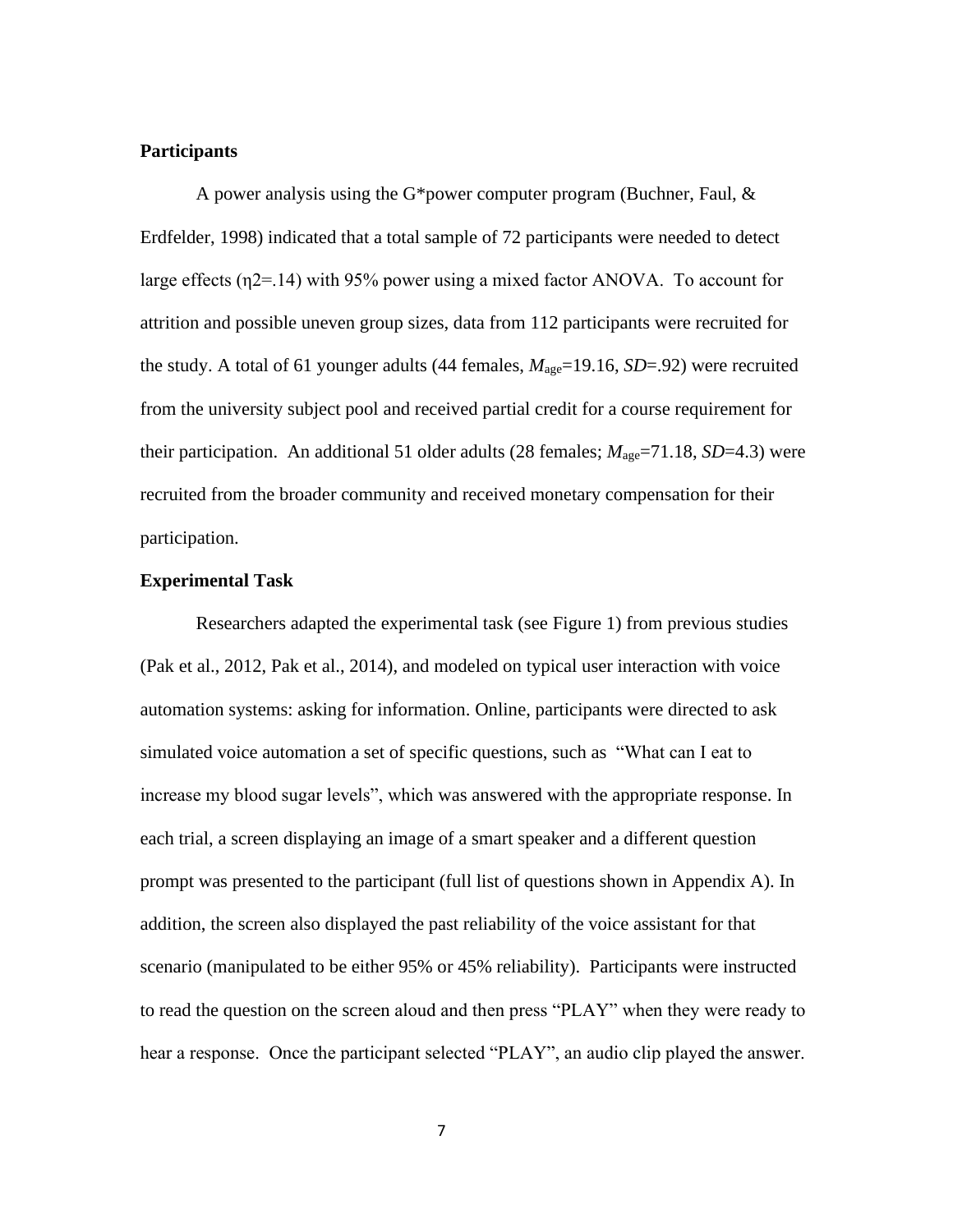**Participants**

A power analysis using the G*power computer program (Buchner, Faul, & Erdfelder, 1998) indicated that a total sample of 72 participants were needed to detect large effects ($\eta 2$=.14) with 95% power using a mixed factor ANOVA. To account for attrition and possible uneven group sizes, data from 112 participants were recruited for the study. A total of 61 younger adults (44 females, $M_{age}$=19.16, *SD*=.92) were recruited from the university subject pool and received partial credit for a course requirement for their participation. An additional 51 older adults (28 females; $M_{age}$=71.18, *SD*=4.3) were recruited from the broader community and received monetary compensation for their participation.

**Experimental Task**

Researchers adapted the experimental task (see Figure 1) from previous studies (Pak et al., 2012, Pak et al., 2014), and modeled on typical user interaction with voice automation systems: asking for information. Online, participants were directed to ask simulated voice automation a set of specific questions, such as "What can I eat to increase my blood sugar levels", which was answered with the appropriate response. In each trial, a screen displaying an image of a smart speaker and a different question prompt was presented to the participant (full list of questions shown in Appendix A). In addition, the screen also displayed the past reliability of the voice assistant for that scenario (manipulated to be either 95% or 45% reliability). Participants were instructed to read the question on the screen aloud and then press "PLAY" when they were ready to hear a response. Once the participant selected "PLAY", an audio clip played the answer.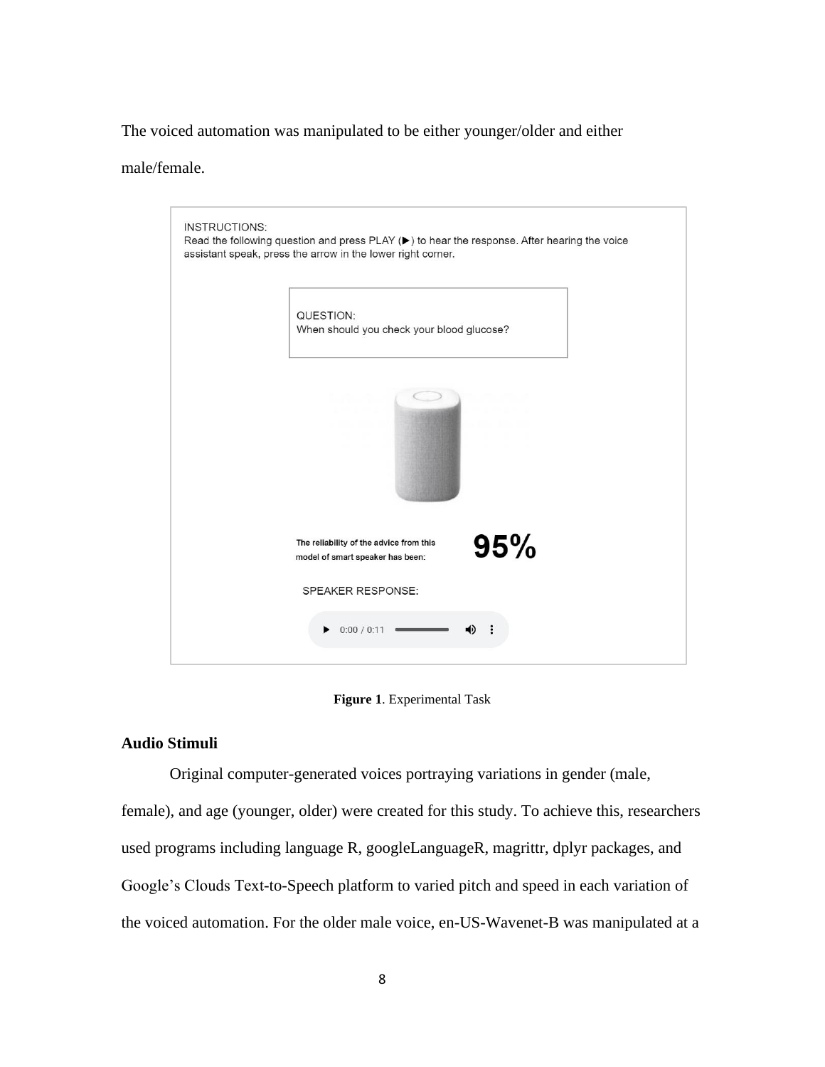The voiced automation was manipulated to be either younger/older and either male/female.

**Figure 1**. Experimental Task

### Audio Stimuli

Original computer-generated voices portraying variations in gender (male, female), and age (younger, older) were created for this study. To achieve this, researchers used programs including language R, googleLanguageR, magrittr, dplyr packages, and Google's Clouds Text-to-Speech platform to varied pitch and speed in each variation of the voiced automation. For the older male voice, en-US-Wavenet-B was manipulated at a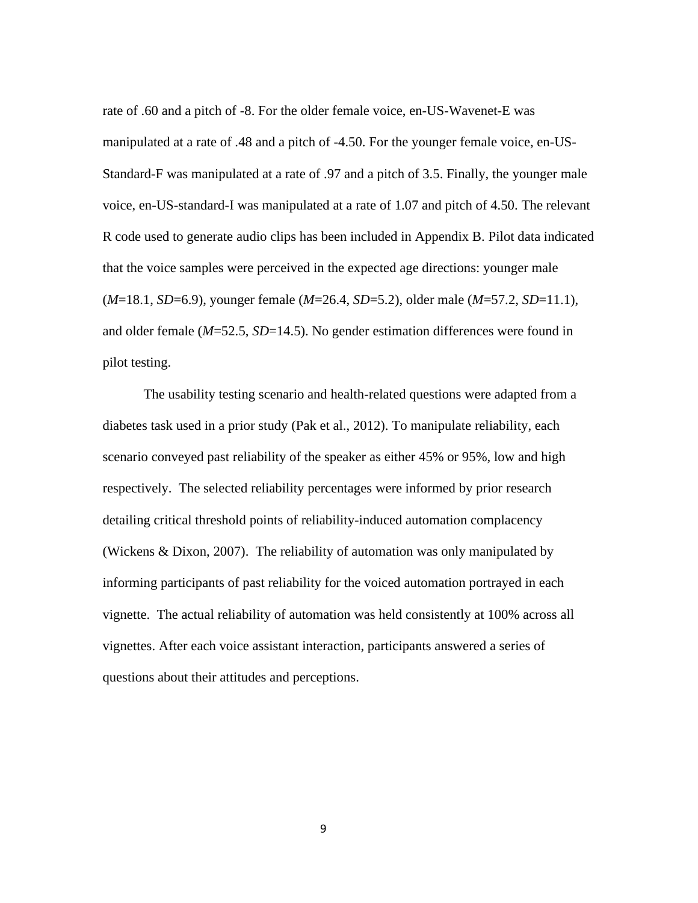rate of .60 and a pitch of -8. For the older female voice, en-US-Wavenet-E was manipulated at a rate of .48 and a pitch of -4.50. For the younger female voice, en-US-Standard-F was manipulated at a rate of .97 and a pitch of 3.5. Finally, the younger male voice, en-US-standard-I was manipulated at a rate of 1.07 and pitch of 4.50. The relevant R code used to generate audio clips has been included in Appendix B. Pilot data indicated that the voice samples were perceived in the expected age directions: younger male (*M*=18.1, *SD*=6.9), younger female (*M*=26.4, *SD*=5.2), older male (*M*=57.2, *SD*=11.1), and older female (*M*=52.5, *SD*=14.5). No gender estimation differences were found in pilot testing.

The usability testing scenario and health-related questions were adapted from a diabetes task used in a prior study (Pak et al., 2012). To manipulate reliability, each scenario conveyed past reliability of the speaker as either 45% or 95%, low and high respectively. The selected reliability percentages were informed by prior research detailing critical threshold points of reliability-induced automation complacency (Wickens & Dixon, 2007). The reliability of automation was only manipulated by informing participants of past reliability for the voiced automation portrayed in each vignette. The actual reliability of automation was held consistently at 100% across all vignettes. After each voice assistant interaction, participants answered a series of questions about their attitudes and perceptions.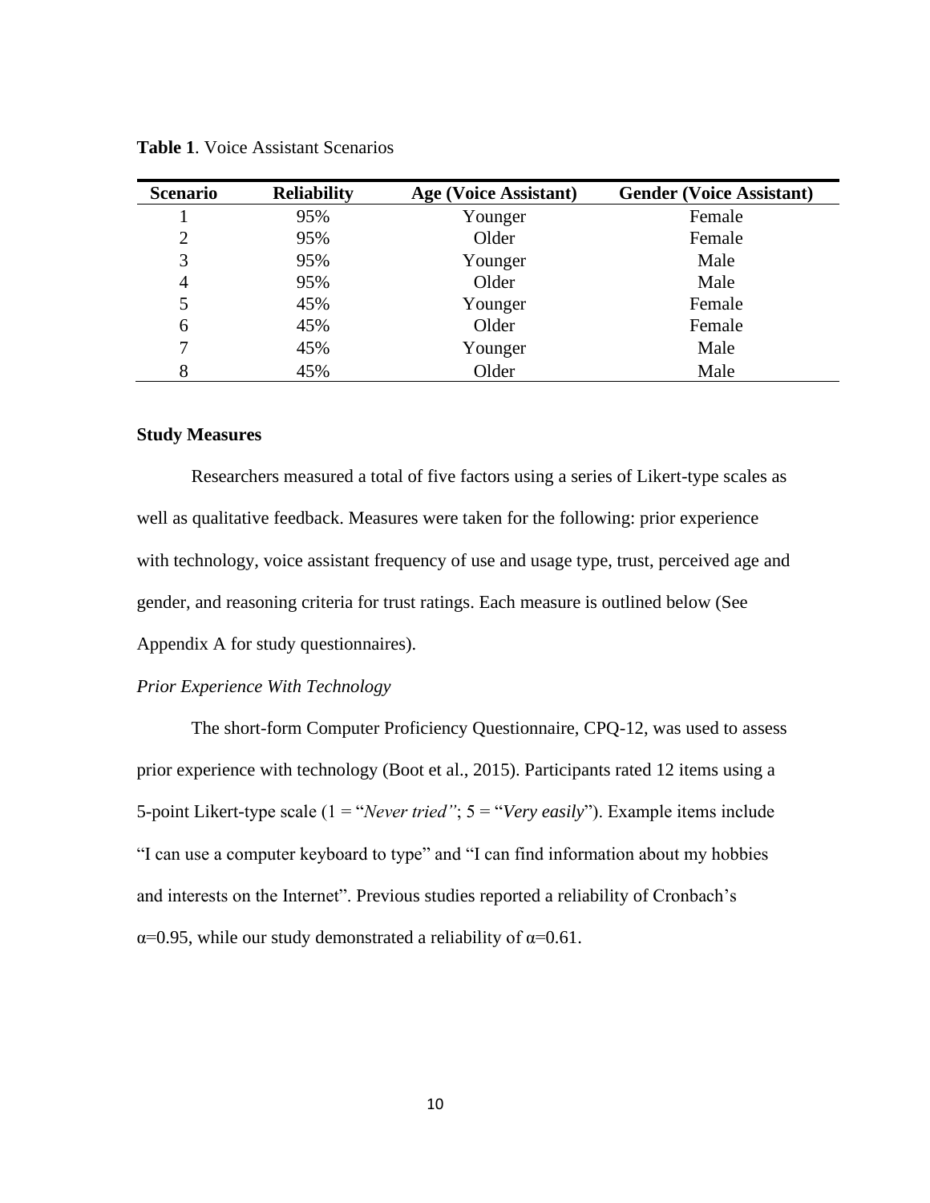**Table 1**. Voice Assistant Scenarios

| Scenario | Reliability | Age (Voice Assistant) | Gender (Voice Assistant) |
|---|---|---|---|
| 1 | 95% | Younger | Female |
| 2 | 95% | Older | Female |
| 3 | 95% | Younger | Male |
| 4 | 95% | Older | Male |
| 5 | 45% | Younger | Female |
| 6 | 45% | Older | Female |
| 7 | 45% | Younger | Male |
| 8 | 45% | Older | Male |

### Study Measures

Researchers measured a total of five factors using a series of Likert-type scales as well as qualitative feedback. Measures were taken for the following: prior experience with technology, voice assistant frequency of use and usage type, trust, perceived age and gender, and reasoning criteria for trust ratings. Each measure is outlined below (See Appendix A for study questionnaires).

#### *Prior Experience With Technology*

The short-form Computer Proficiency Questionnaire, CPQ-12, was used to assess prior experience with technology (Boot et al., 2015). Participants rated 12 items using a 5-point Likert-type scale (1 = "*Never tried"*; 5 = "*Very easily*"). Example items include "I can use a computer keyboard to type" and "I can find information about my hobbies and interests on the Internet". Previous studies reported a reliability of Cronbach's $\alpha$=0.95, while our study demonstrated a reliability of $\alpha$=0.61.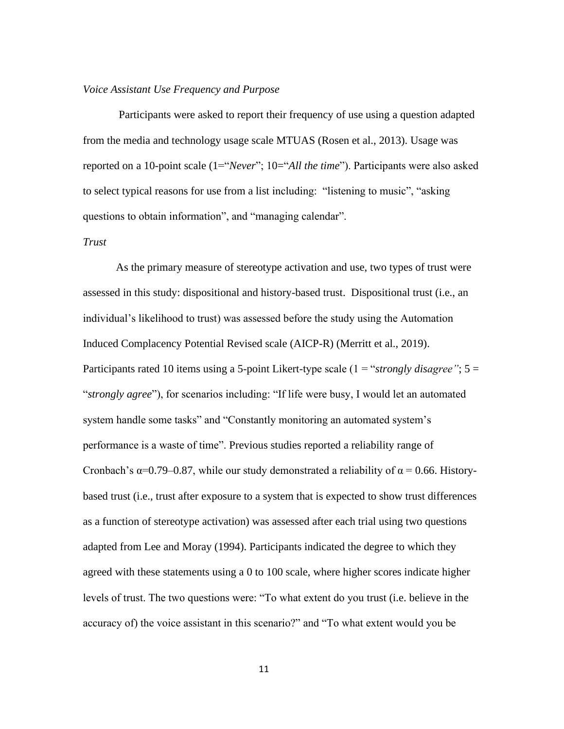*Voice Assistant Use Frequency and Purpose*

Participants were asked to report their frequency of use using a question adapted from the media and technology usage scale MTUAS (Rosen et al., 2013). Usage was reported on a 10-point scale (1="*Never*"; 10="*All the time*"). Participants were also asked to select typical reasons for use from a list including: "listening to music", "asking questions to obtain information", and "managing calendar".

*Trust*

As the primary measure of stereotype activation and use, two types of trust were assessed in this study: dispositional and history-based trust. Dispositional trust (i.e., an individual's likelihood to trust) was assessed before the study using the Automation Induced Complacency Potential Revised scale (AICP-R) (Merritt et al., 2019). Participants rated 10 items using a 5-point Likert-type scale (1 = "*strongly disagree"*; 5 = "*strongly agree*"), for scenarios including: "If life were busy, I would let an automated system handle some tasks" and "Constantly monitoring an automated system's performance is a waste of time". Previous studies reported a reliability range of Cronbach's $\alpha$=0.79–0.87, while our study demonstrated a reliability of $\alpha = 0.66$. History-based trust (i.e., trust after exposure to a system that is expected to show trust differences as a function of stereotype activation) was assessed after each trial using two questions adapted from Lee and Moray (1994). Participants indicated the degree to which they agreed with these statements using a 0 to 100 scale, where higher scores indicate higher levels of trust. The two questions were: "To what extent do you trust (i.e. believe in the accuracy of) the voice assistant in this scenario?" and "To what extent would you be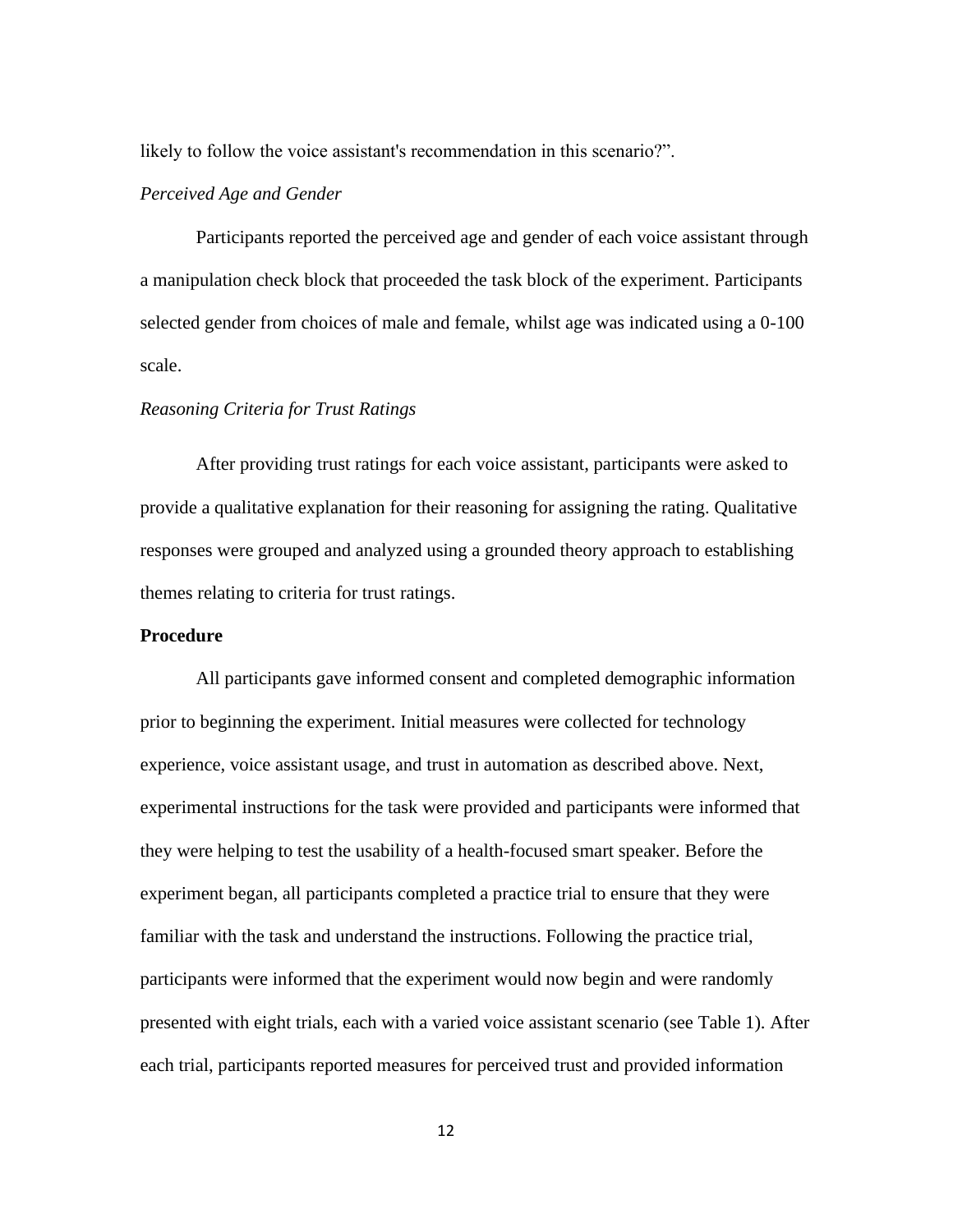likely to follow the voice assistant's recommendation in this scenario?".

*Perceived Age and Gender*

Participants reported the perceived age and gender of each voice assistant through a manipulation check block that proceeded the task block of the experiment. Participants selected gender from choices of male and female, whilst age was indicated using a 0-100 scale.

*Reasoning Criteria for Trust Ratings*

After providing trust ratings for each voice assistant, participants were asked to provide a qualitative explanation for their reasoning for assigning the rating. Qualitative responses were grouped and analyzed using a grounded theory approach to establishing themes relating to criteria for trust ratings.

**Procedure**

All participants gave informed consent and completed demographic information prior to beginning the experiment. Initial measures were collected for technology experience, voice assistant usage, and trust in automation as described above. Next, experimental instructions for the task were provided and participants were informed that they were helping to test the usability of a health-focused smart speaker. Before the experiment began, all participants completed a practice trial to ensure that they were familiar with the task and understand the instructions. Following the practice trial, participants were informed that the experiment would now begin and were randomly presented with eight trials, each with a varied voice assistant scenario (see Table 1). After each trial, participants reported measures for perceived trust and provided information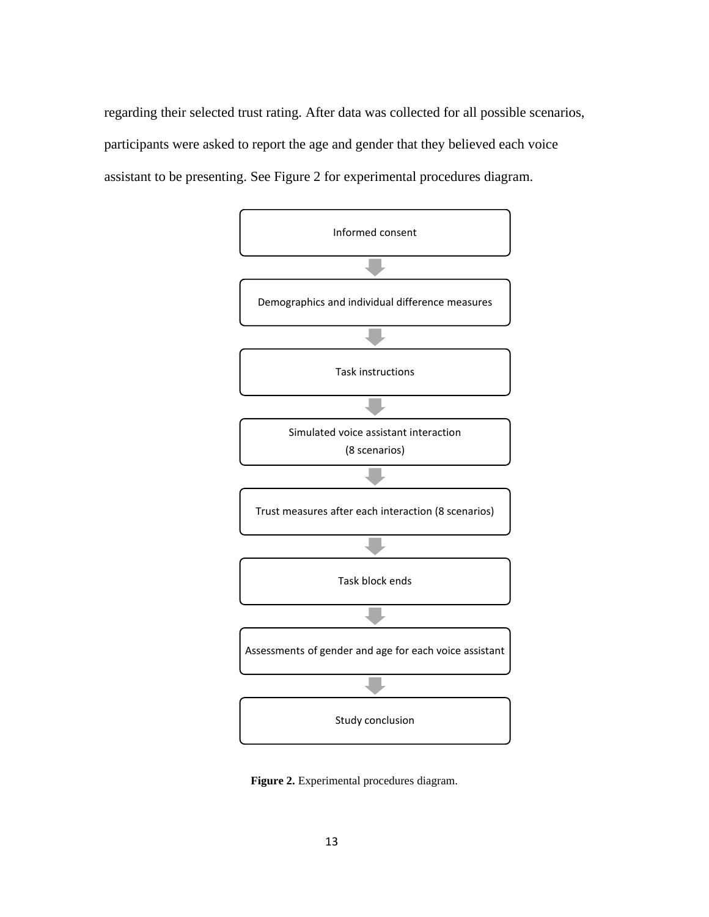regarding their selected trust rating. After data was collected for all possible scenarios, participants were asked to report the age and gender that they believed each voice assistant to be presenting. See Figure 2 for experimental procedures diagram.

Informed consent

↓

Demographics and individual difference measures

↓

Task instructions

↓

Simulated voice assistant interaction (8 scenarios)

↓

Trust measures after each interaction (8 scenarios)

↓

Task block ends

↓

Assessments of gender and age for each voice assistant

↓

Study conclusion

**Figure 2.** Experimental procedures diagram.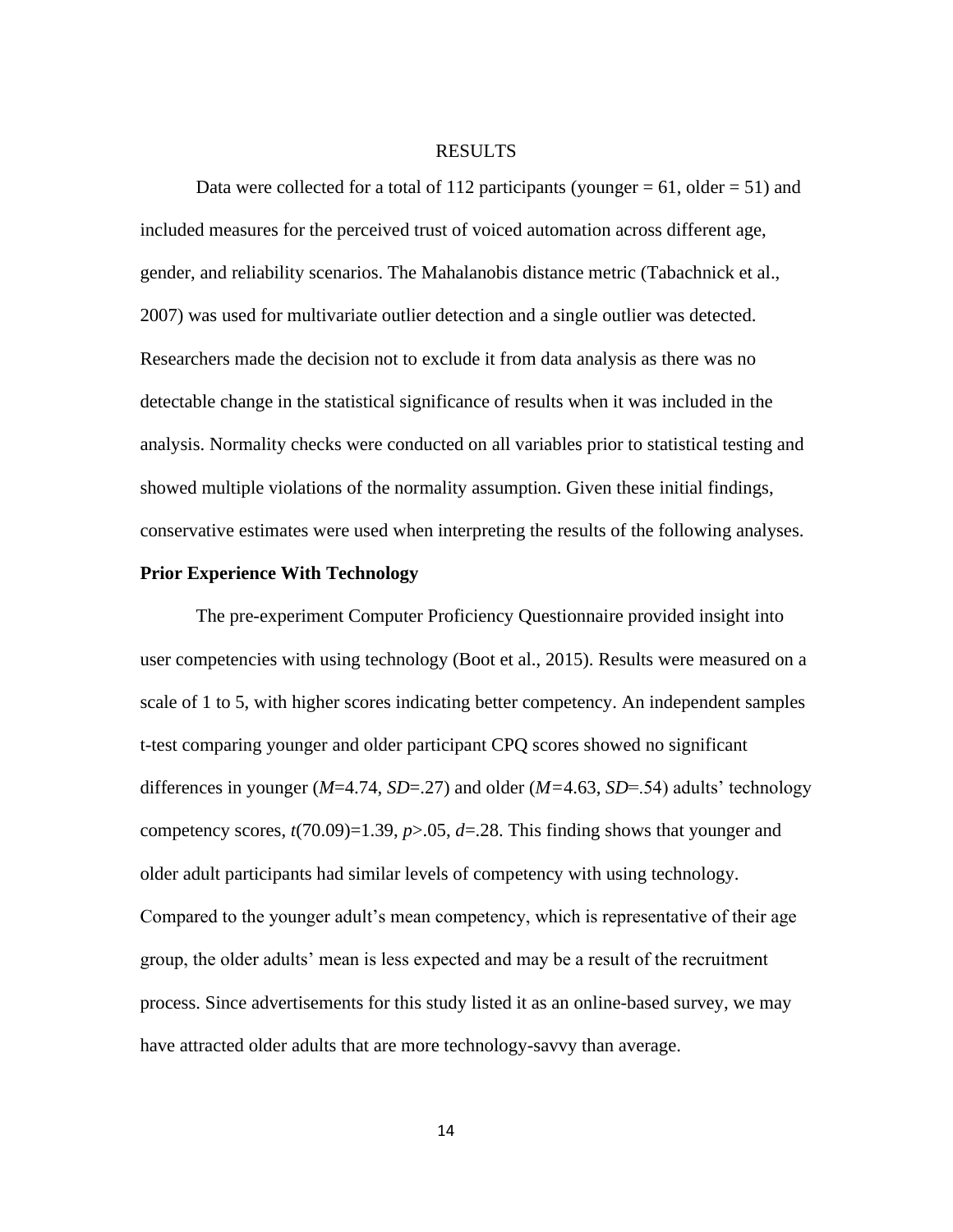# RESULTS

Data were collected for a total of 112 participants (younger = 61, older = 51) and included measures for the perceived trust of voiced automation across different age, gender, and reliability scenarios. The Mahalanobis distance metric (Tabachnick et al., 2007) was used for multivariate outlier detection and a single outlier was detected. Researchers made the decision not to exclude it from data analysis as there was no detectable change in the statistical significance of results when it was included in the analysis. Normality checks were conducted on all variables prior to statistical testing and showed multiple violations of the normality assumption. Given these initial findings, conservative estimates were used when interpreting the results of the following analyses.

## Prior Experience With Technology

The pre-experiment Computer Proficiency Questionnaire provided insight into user competencies with using technology (Boot et al., 2015). Results were measured on a scale of 1 to 5, with higher scores indicating better competency. An independent samples t-test comparing younger and older participant CPQ scores showed no significant differences in younger ($M$=4.74, $SD$=.27) and older ($M$=4.63, $SD$=.54) adults' technology competency scores, $t(70.09)$=1.39, $p$>.05, $d$=.28. This finding shows that younger and older adult participants had similar levels of competency with using technology. Compared to the younger adult's mean competency, which is representative of their age group, the older adults' mean is less expected and may be a result of the recruitment process. Since advertisements for this study listed it as an online-based survey, we may have attracted older adults that are more technology-savvy than average.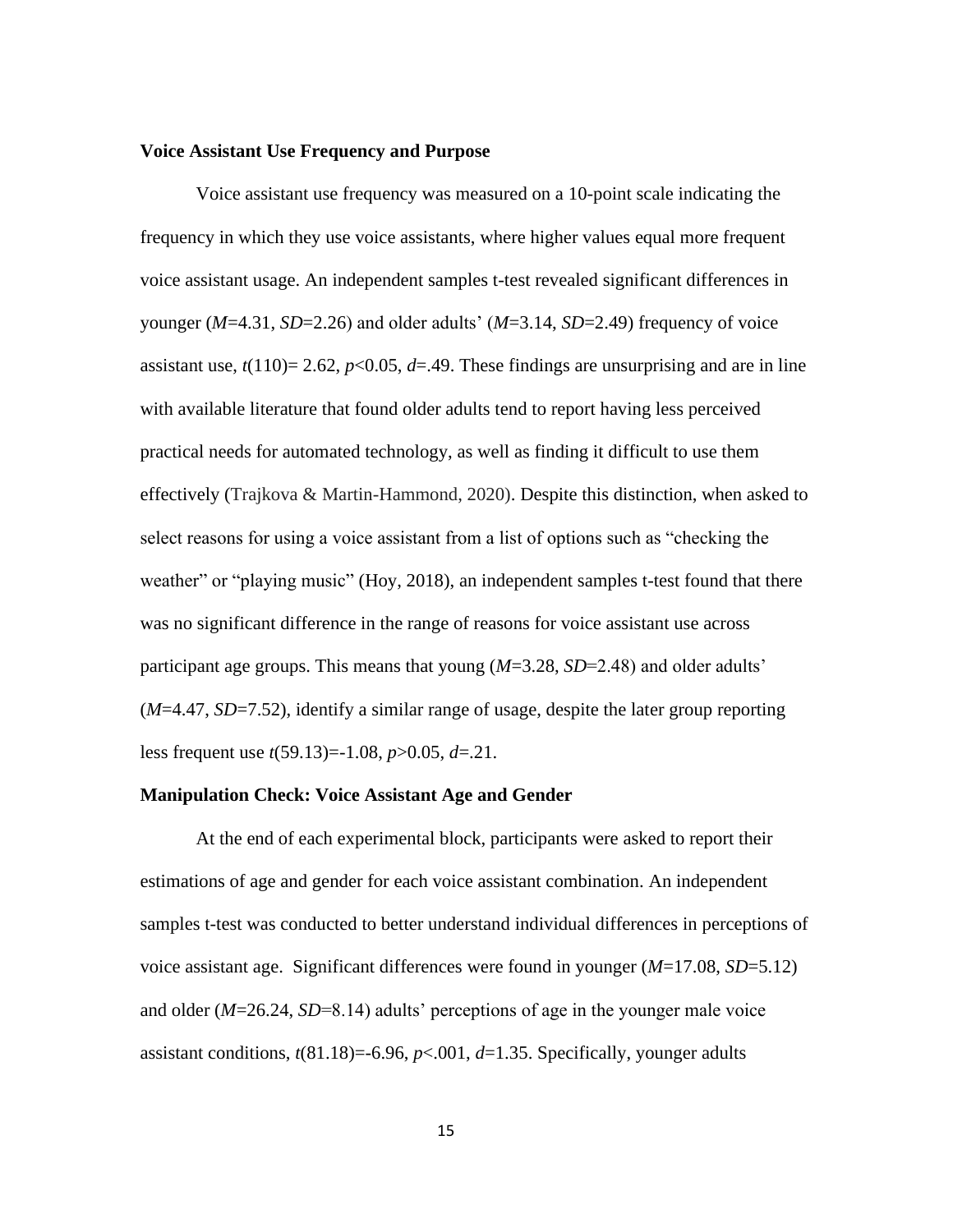**Voice Assistant Use Frequency and Purpose**

Voice assistant use frequency was measured on a 10-point scale indicating the frequency in which they use voice assistants, where higher values equal more frequent voice assistant usage. An independent samples t-test revealed significant differences in younger (*M*=4.31, *SD*=2.26) and older adults' (*M*=3.14, *SD*=2.49) frequency of voice assistant use, $t(110)= 2.62$, $p<0.05$, $d=.49$. These findings are unsurprising and are in line with available literature that found older adults tend to report having less perceived practical needs for automated technology, as well as finding it difficult to use them effectively (Trajkova & Martin-Hammond, 2020). Despite this distinction, when asked to select reasons for using a voice assistant from a list of options such as "checking the weather" or "playing music" (Hoy, 2018), an independent samples t-test found that there was no significant difference in the range of reasons for voice assistant use across participant age groups. This means that young (*M*=3.28, *SD*=2.48) and older adults' (*M*=4.47, *SD*=7.52), identify a similar range of usage, despite the later group reporting less frequent use $t(59.13)=-1.08$, $p>0.05$, $d=.21$.

**Manipulation Check: Voice Assistant Age and Gender**

At the end of each experimental block, participants were asked to report their estimations of age and gender for each voice assistant combination. An independent samples t-test was conducted to better understand individual differences in perceptions of voice assistant age. Significant differences were found in younger (*M*=17.08, *SD*=5.12) and older (*M*=26.24, *SD*=8.14) adults' perceptions of age in the younger male voice assistant conditions, $t(81.18)=-6.96$, $p<.001$, $d=1.35$. Specifically, younger adults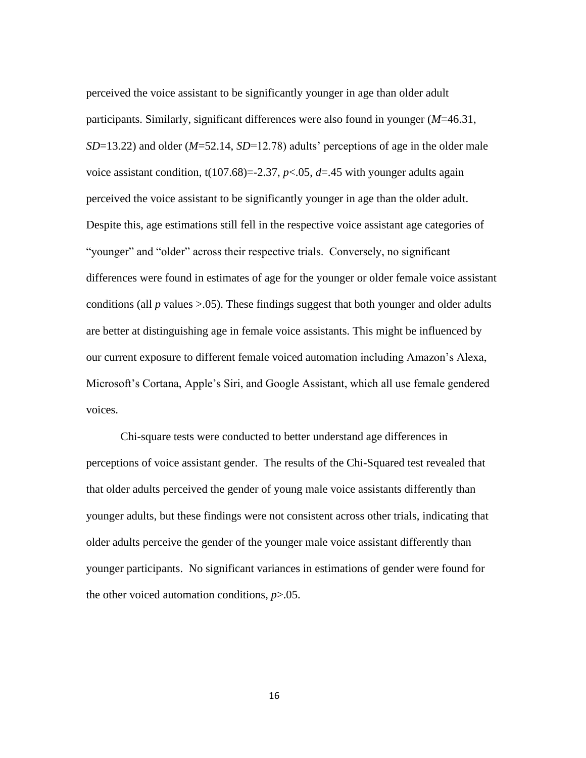perceived the voice assistant to be significantly younger in age than older adult participants. Similarly, significant differences were also found in younger ($M$=46.31, $SD$=13.22) and older ($M$=52.14, $SD$=12.78) adults' perceptions of age in the older male voice assistant condition, $t(107.68)=-2.37$, $p<.05$, $d=.45$ with younger adults again perceived the voice assistant to be significantly younger in age than the older adult. Despite this, age estimations still fell in the respective voice assistant age categories of "younger" and "older" across their respective trials. Conversely, no significant differences were found in estimates of age for the younger or older female voice assistant conditions (all $p$ values >.05). These findings suggest that both younger and older adults are better at distinguishing age in female voice assistants. This might be influenced by our current exposure to different female voiced automation including Amazon's Alexa, Microsoft's Cortana, Apple's Siri, and Google Assistant, which all use female gendered voices.

Chi-square tests were conducted to better understand age differences in perceptions of voice assistant gender. The results of the Chi-Squared test revealed that that older adults perceived the gender of young male voice assistants differently than younger adults, but these findings were not consistent across other trials, indicating that older adults perceive the gender of the younger male voice assistant differently than younger participants. No significant variances in estimations of gender were found for the other voiced automation conditions, $p>.05$.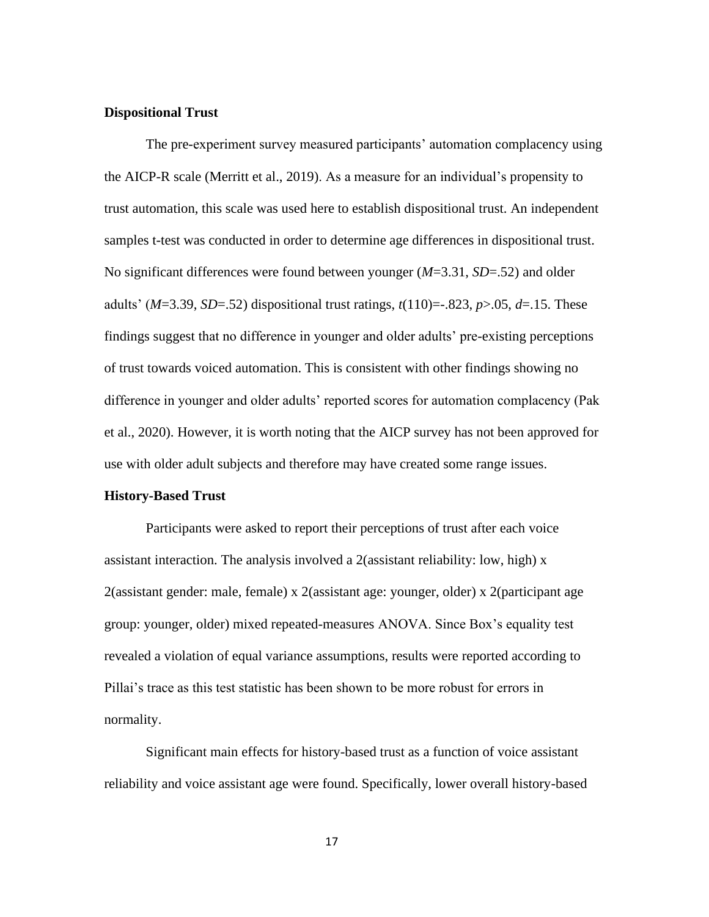### Dispositional Trust

The pre-experiment survey measured participants' automation complacency using the AICP-R scale (Merritt et al., 2019). As a measure for an individual's propensity to trust automation, this scale was used here to establish dispositional trust. An independent samples t-test was conducted in order to determine age differences in dispositional trust. No significant differences were found between younger ($M$=3.31, $SD$=.52) and older adults' ($M$=3.39, $SD$=.52) dispositional trust ratings, $t(110)$=-.823, $p$>.05, $d$=.15. These findings suggest that no difference in younger and older adults' pre-existing perceptions of trust towards voiced automation. This is consistent with other findings showing no difference in younger and older adults' reported scores for automation complacency (Pak et al., 2020). However, it is worth noting that the AICP survey has not been approved for use with older adult subjects and therefore may have created some range issues.

### History-Based Trust

Participants were asked to report their perceptions of trust after each voice assistant interaction. The analysis involved a 2(assistant reliability: low, high) x 2(assistant gender: male, female) x 2(assistant age: younger, older) x 2(participant age group: younger, older) mixed repeated-measures ANOVA. Since Box's equality test revealed a violation of equal variance assumptions, results were reported according to Pillai's trace as this test statistic has been shown to be more robust for errors in normality.

Significant main effects for history-based trust as a function of voice assistant reliability and voice assistant age were found. Specifically, lower overall history-based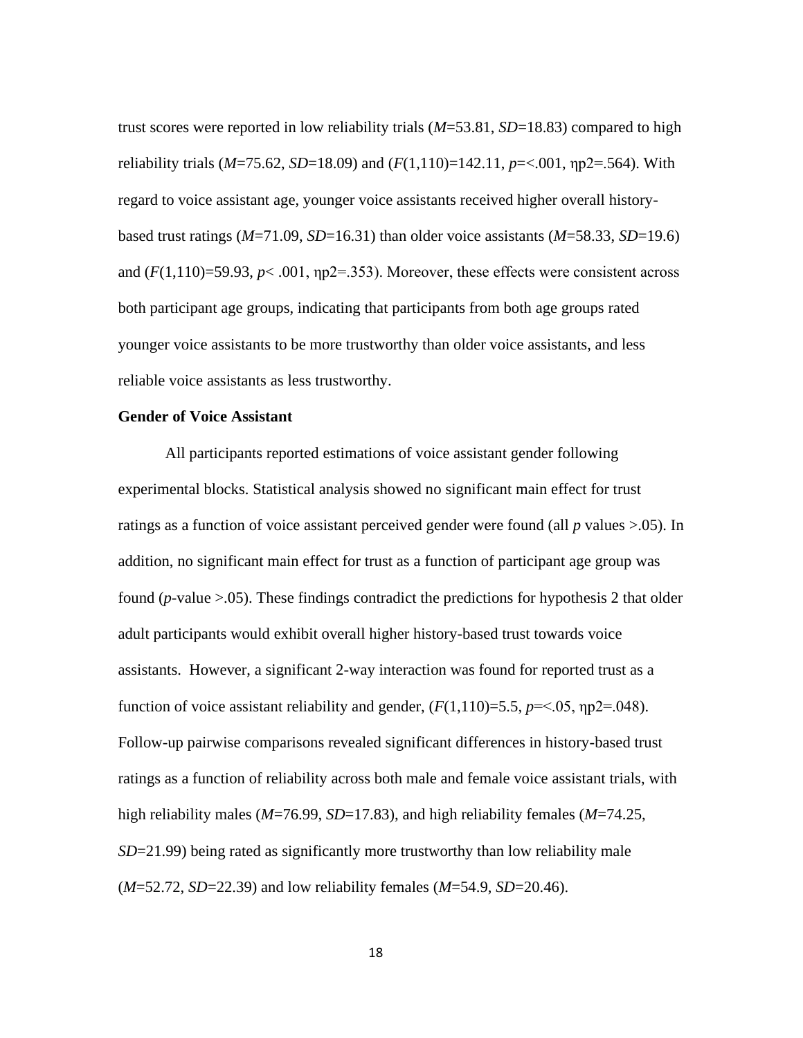trust scores were reported in low reliability trials (*M*=53.81, *SD*=18.83) compared to high reliability trials (*M*=75.62, *SD*=18.09) and ($F(1,110)=142.11$, $p=<.001$, ηp2=.564). With regard to voice assistant age, younger voice assistants received higher overall history-based trust ratings (*M*=71.09, *SD*=16.31) than older voice assistants (*M*=58.33, *SD*=19.6) and ($F(1,110)=59.93$, $p< .001$, ηp2=.353). Moreover, these effects were consistent across both participant age groups, indicating that participants from both age groups rated younger voice assistants to be more trustworthy than older voice assistants, and less reliable voice assistants as less trustworthy.

**Gender of Voice Assistant**

All participants reported estimations of voice assistant gender following experimental blocks. Statistical analysis showed no significant main effect for trust ratings as a function of voice assistant perceived gender were found (all *p* values >.05). In addition, no significant main effect for trust as a function of participant age group was found (*p*-value >.05). These findings contradict the predictions for hypothesis 2 that older adult participants would exhibit overall higher history-based trust towards voice assistants. However, a significant 2-way interaction was found for reported trust as a function of voice assistant reliability and gender, ($F(1,110)=5.5$, $p=<.05$, ηp2=.048). Follow-up pairwise comparisons revealed significant differences in history-based trust ratings as a function of reliability across both male and female voice assistant trials, with high reliability males (*M*=76.99, *SD*=17.83), and high reliability females (*M*=74.25, *SD*=21.99) being rated as significantly more trustworthy than low reliability male (*M*=52.72, *SD*=22.39) and low reliability females (*M*=54.9, *SD*=20.46).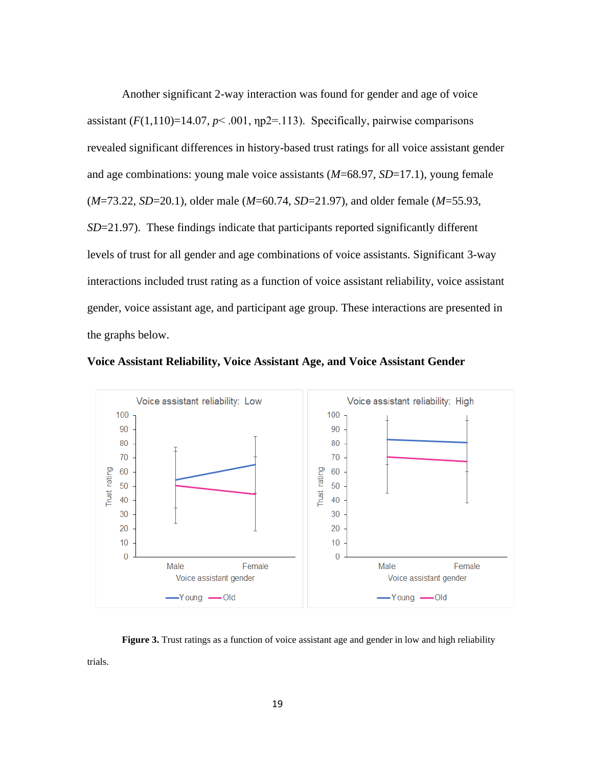Another significant 2-way interaction was found for gender and age of voice assistant ($F(1,110)=14.07$, $p< .001$, $\eta p2=.113$). Specifically, pairwise comparisons revealed significant differences in history-based trust ratings for all voice assistant gender and age combinations: young male voice assistants ($M=68.97$, $SD=17.1$), young female ($M=73.22$, $SD=20.1$), older male ($M=60.74$, $SD=21.97$), and older female ($M=55.93$, $SD=21.97$). These findings indicate that participants reported significantly different levels of trust for all gender and age combinations of voice assistants. Significant 3-way interactions included trust rating as a function of voice assistant reliability, voice assistant gender, voice assistant age, and participant age group. These interactions are presented in the graphs below.

**Voice Assistant Reliability, Voice Assistant Age, and Voice Assistant Gender**

**Figure 3.** Trust ratings as a function of voice assistant age and gender in low and high reliability trials.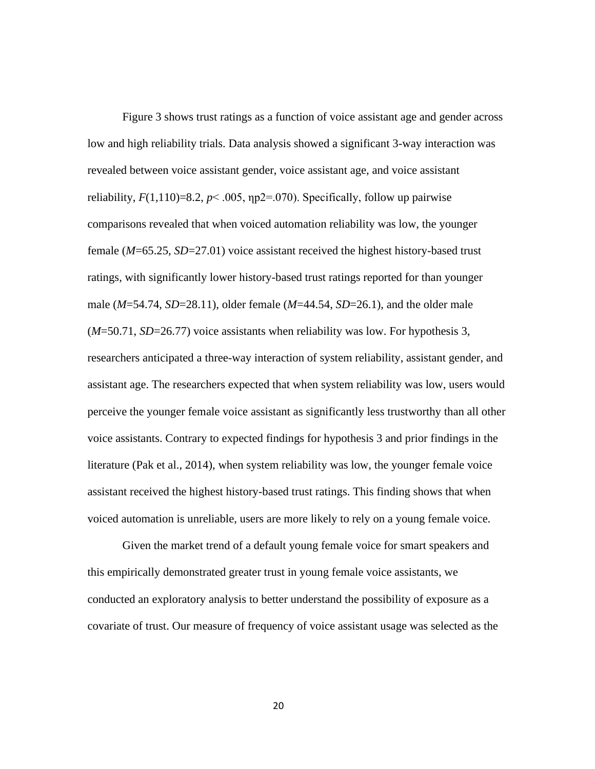Figure 3 shows trust ratings as a function of voice assistant age and gender across low and high reliability trials. Data analysis showed a significant 3-way interaction was revealed between voice assistant gender, voice assistant age, and voice assistant reliability, $F(1,110)=8.2$, $p< .005$, ηp2=.070). Specifically, follow up pairwise comparisons revealed that when voiced automation reliability was low, the younger female ($M$=65.25, $SD$=27.01) voice assistant received the highest history-based trust ratings, with significantly lower history-based trust ratings reported for than younger male ($M$=54.74, $SD$=28.11), older female ($M$=44.54, $SD$=26.1), and the older male ($M$=50.71, $SD$=26.77) voice assistants when reliability was low. For hypothesis 3, researchers anticipated a three-way interaction of system reliability, assistant gender, and assistant age. The researchers expected that when system reliability was low, users would perceive the younger female voice assistant as significantly less trustworthy than all other voice assistants. Contrary to expected findings for hypothesis 3 and prior findings in the literature (Pak et al., 2014), when system reliability was low, the younger female voice assistant received the highest history-based trust ratings. This finding shows that when voiced automation is unreliable, users are more likely to rely on a young female voice.

Given the market trend of a default young female voice for smart speakers and this empirically demonstrated greater trust in young female voice assistants, we conducted an exploratory analysis to better understand the possibility of exposure as a covariate of trust. Our measure of frequency of voice assistant usage was selected as the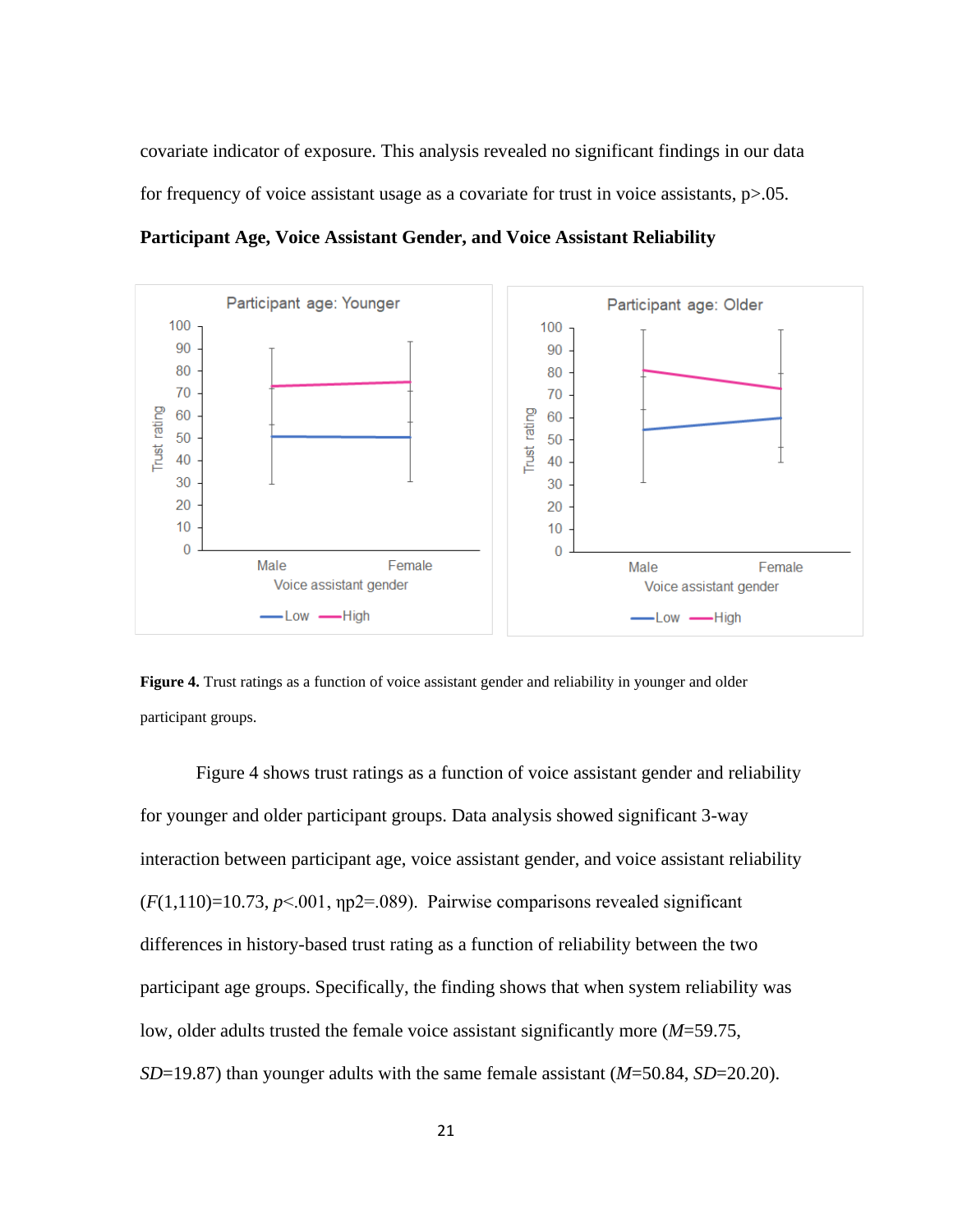covariate indicator of exposure. This analysis revealed no significant findings in our data for frequency of voice assistant usage as a covariate for trust in voice assistants, p>.05.

**Participant Age, Voice Assistant Gender, and Voice Assistant Reliability**

**Figure 4.** Trust ratings as a function of voice assistant gender and reliability in younger and older participant groups.

Figure 4 shows trust ratings as a function of voice assistant gender and reliability for younger and older participant groups. Data analysis showed significant 3-way interaction between participant age, voice assistant gender, and voice assistant reliability ($F(1,110)=10.73$, $p<.001$, $\eta p2=.089$). Pairwise comparisons revealed significant differences in history-based trust rating as a function of reliability between the two participant age groups. Specifically, the finding shows that when system reliability was low, older adults trusted the female voice assistant significantly more ($M$=59.75, $SD$=19.87) than younger adults with the same female assistant ($M$=50.84, $SD$=20.20).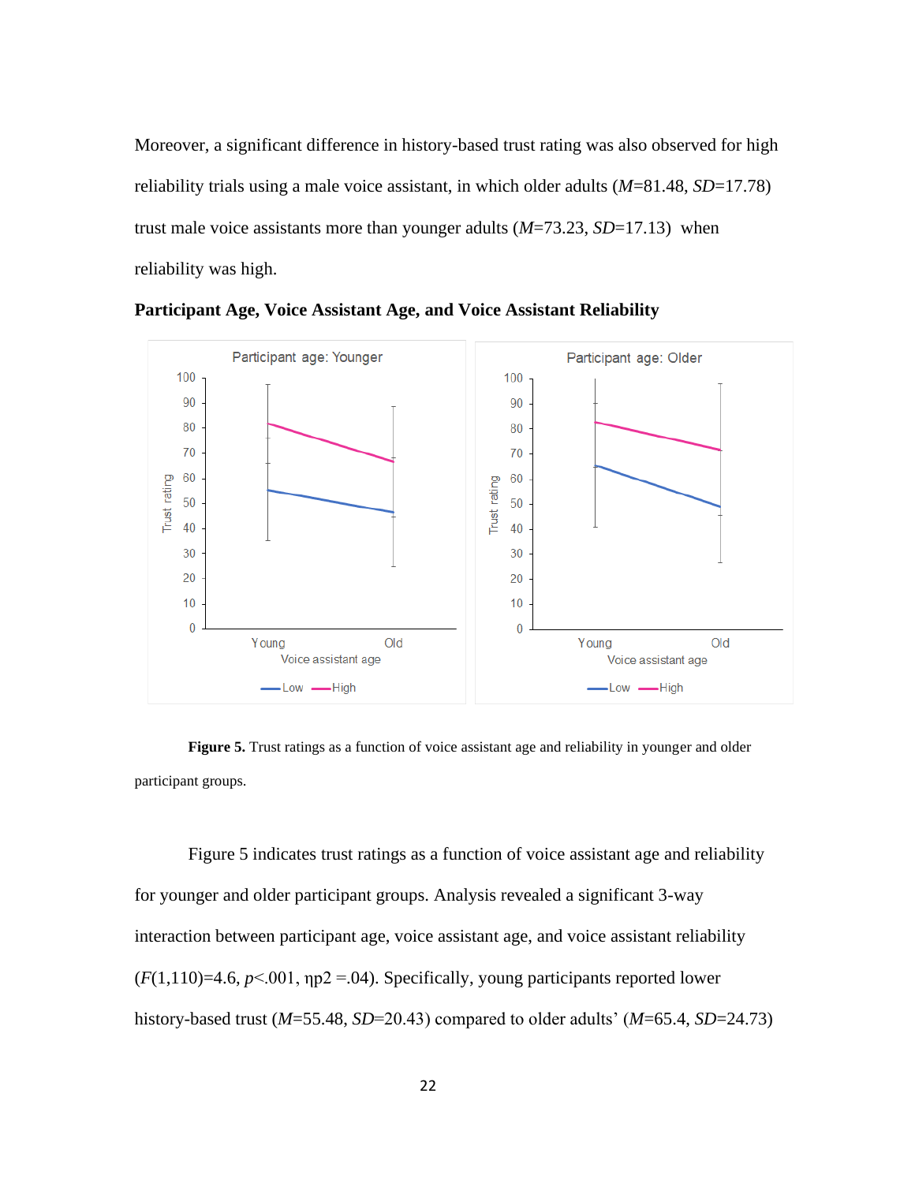Moreover, a significant difference in history-based trust rating was also observed for high reliability trials using a male voice assistant, in which older adults (*M*=81.48, *SD*=17.78) trust male voice assistants more than younger adults (*M*=73.23, *SD*=17.13) when reliability was high.

**Participant Age, Voice Assistant Age, and Voice Assistant Reliability**

**Figure 5.** Trust ratings as a function of voice assistant age and reliability in younger and older participant groups.

Figure 5 indicates trust ratings as a function of voice assistant age and reliability for younger and older participant groups. Analysis revealed a significant 3-way interaction between participant age, voice assistant age, and voice assistant reliability ($F(1,110)=4.6$, $p<.001$, $\eta p2 =.04$). Specifically, young participants reported lower history-based trust (*M*=55.48, *SD*=20.43) compared to older adults' (*M*=65.4, *SD*=24.73)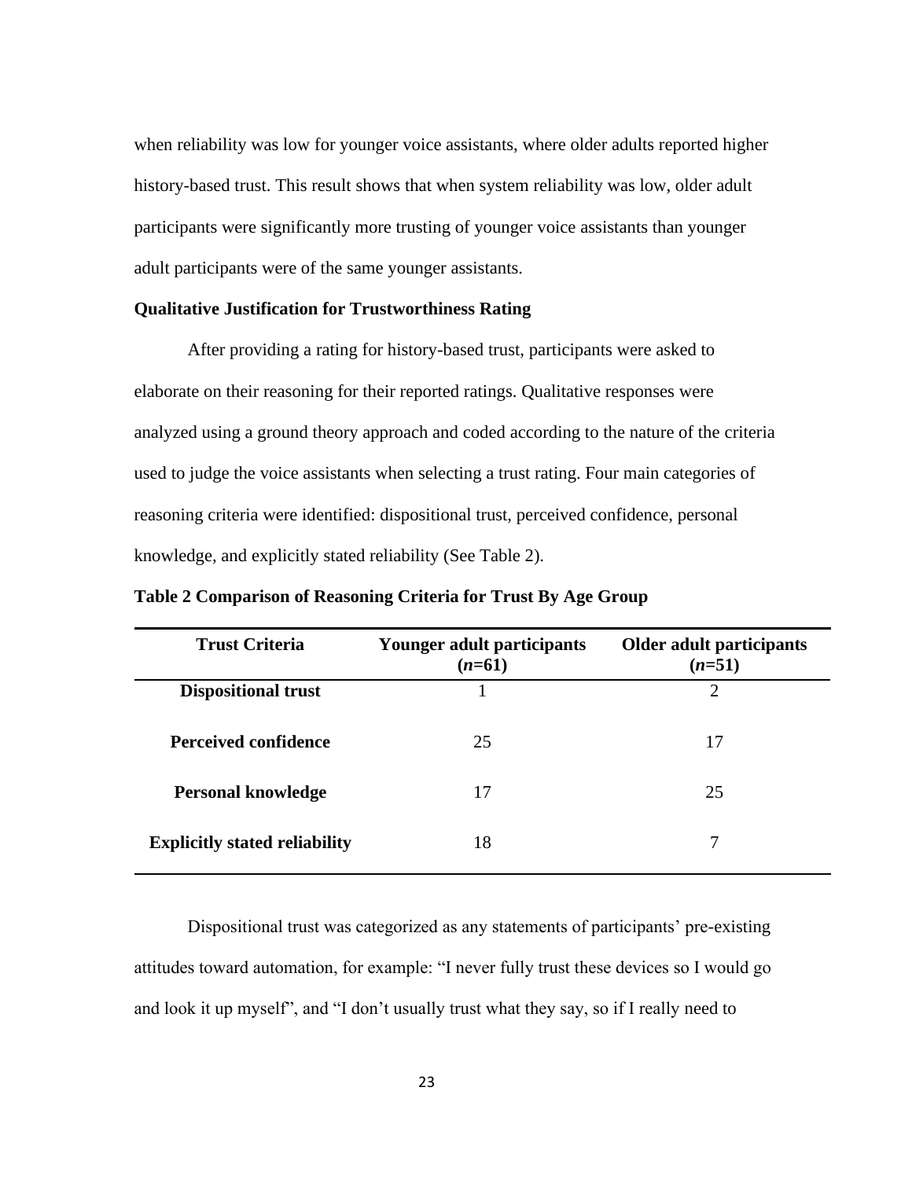when reliability was low for younger voice assistants, where older adults reported higher history-based trust. This result shows that when system reliability was low, older adult participants were significantly more trusting of younger voice assistants than younger adult participants were of the same younger assistants.

**Qualitative Justification for Trustworthiness Rating**

After providing a rating for history-based trust, participants were asked to elaborate on their reasoning for their reported ratings. Qualitative responses were analyzed using a ground theory approach and coded according to the nature of the criteria used to judge the voice assistants when selecting a trust rating. Four main categories of reasoning criteria were identified: dispositional trust, perceived confidence, personal knowledge, and explicitly stated reliability (See Table 2).

**Table 2 Comparison of Reasoning Criteria for Trust By Age Group**

| Trust Criteria | Younger adult participants (*n*=61) | Older adult participants (*n*=51) |
|---|---|---|
| **Dispositional trust** | 1 | 2 |
| **Perceived confidence** | 25 | 17 |
| **Personal knowledge** | 17 | 25 |
| **Explicitly stated reliability** | 18 | 7 |

Dispositional trust was categorized as any statements of participants' pre-existing attitudes toward automation, for example: "I never fully trust these devices so I would go and look it up myself", and "I don't usually trust what they say, so if I really need to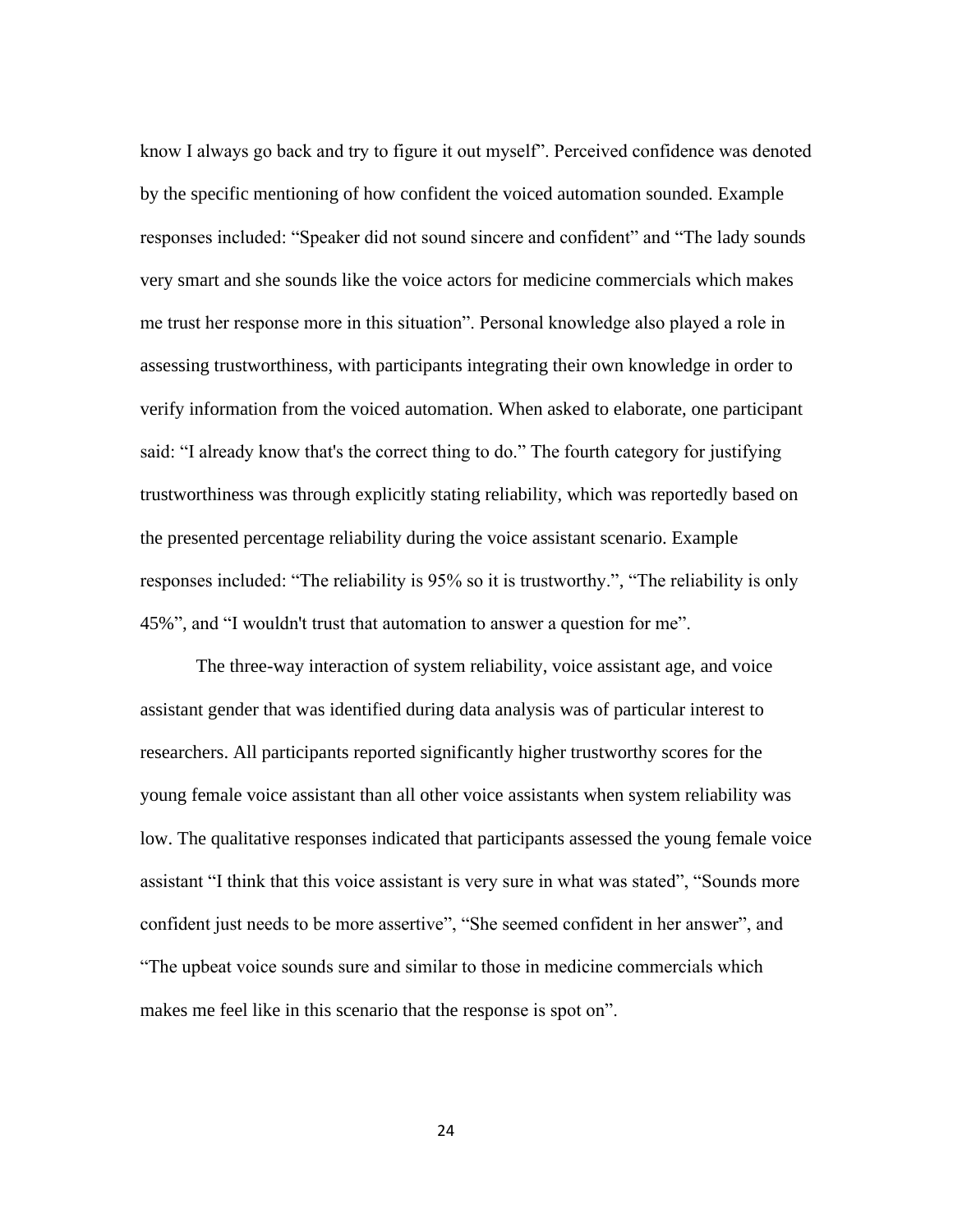know I always go back and try to figure it out myself". Perceived confidence was denoted by the specific mentioning of how confident the voiced automation sounded. Example responses included: "Speaker did not sound sincere and confident" and "The lady sounds very smart and she sounds like the voice actors for medicine commercials which makes me trust her response more in this situation". Personal knowledge also played a role in assessing trustworthiness, with participants integrating their own knowledge in order to verify information from the voiced automation. When asked to elaborate, one participant said: "I already know that's the correct thing to do." The fourth category for justifying trustworthiness was through explicitly stating reliability, which was reportedly based on the presented percentage reliability during the voice assistant scenario. Example responses included: "The reliability is 95% so it is trustworthy.", "The reliability is only 45%", and "I wouldn't trust that automation to answer a question for me".

The three-way interaction of system reliability, voice assistant age, and voice assistant gender that was identified during data analysis was of particular interest to researchers. All participants reported significantly higher trustworthy scores for the young female voice assistant than all other voice assistants when system reliability was low. The qualitative responses indicated that participants assessed the young female voice assistant "I think that this voice assistant is very sure in what was stated", "Sounds more confident just needs to be more assertive", "She seemed confident in her answer", and "The upbeat voice sounds sure and similar to those in medicine commercials which makes me feel like in this scenario that the response is spot on".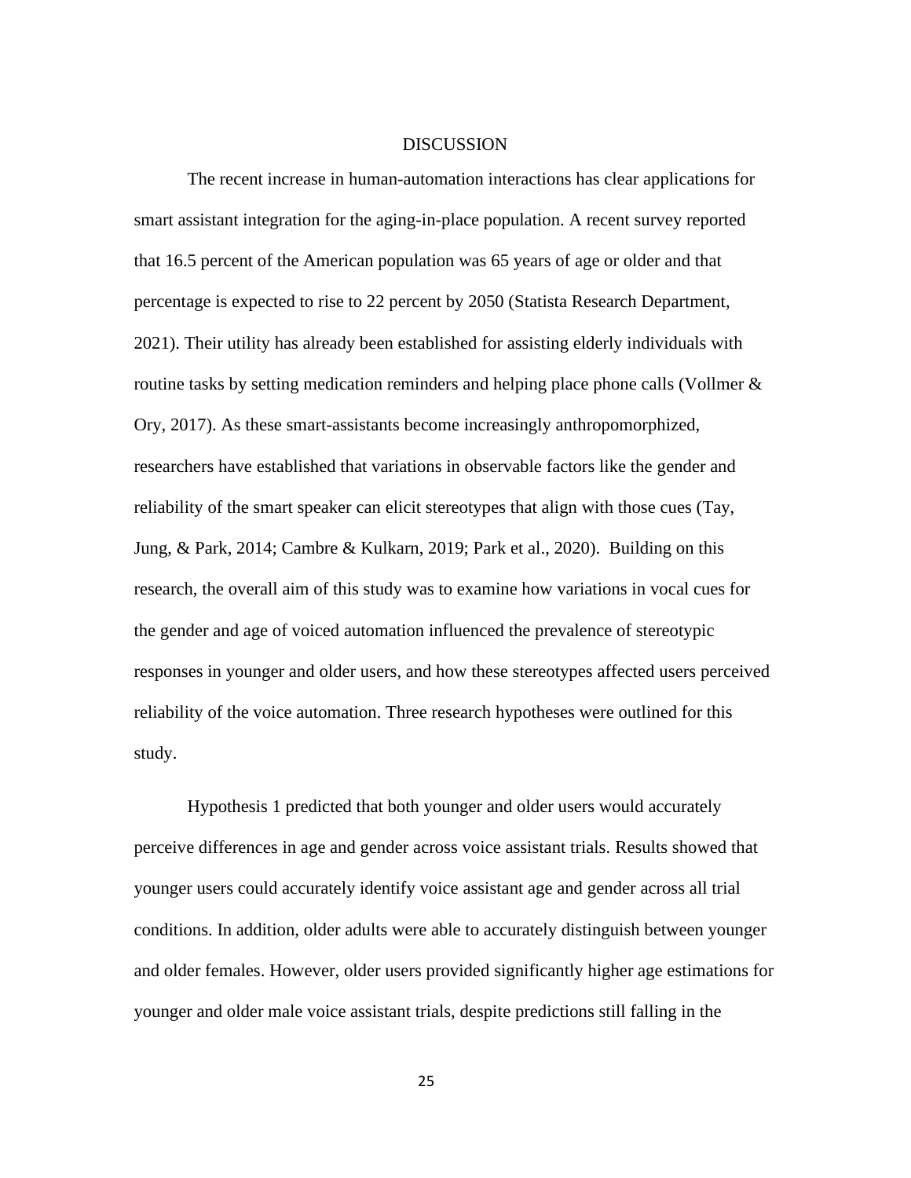# DISCUSSION

The recent increase in human-automation interactions has clear applications for smart assistant integration for the aging-in-place population. A recent survey reported that 16.5 percent of the American population was 65 years of age or older and that percentage is expected to rise to 22 percent by 2050 (Statista Research Department, 2021). Their utility has already been established for assisting elderly individuals with routine tasks by setting medication reminders and helping place phone calls (Vollmer & Ory, 2017). As these smart-assistants become increasingly anthropomorphized, researchers have established that variations in observable factors like the gender and reliability of the smart speaker can elicit stereotypes that align with those cues (Tay, Jung, & Park, 2014; Cambre & Kulkarn, 2019; Park et al., 2020). Building on this research, the overall aim of this study was to examine how variations in vocal cues for the gender and age of voiced automation influenced the prevalence of stereotypic responses in younger and older users, and how these stereotypes affected users perceived reliability of the voice automation. Three research hypotheses were outlined for this study.

Hypothesis 1 predicted that both younger and older users would accurately perceive differences in age and gender across voice assistant trials. Results showed that younger users could accurately identify voice assistant age and gender across all trial conditions. In addition, older adults were able to accurately distinguish between younger and older females. However, older users provided significantly higher age estimations for younger and older male voice assistant trials, despite predictions still falling in the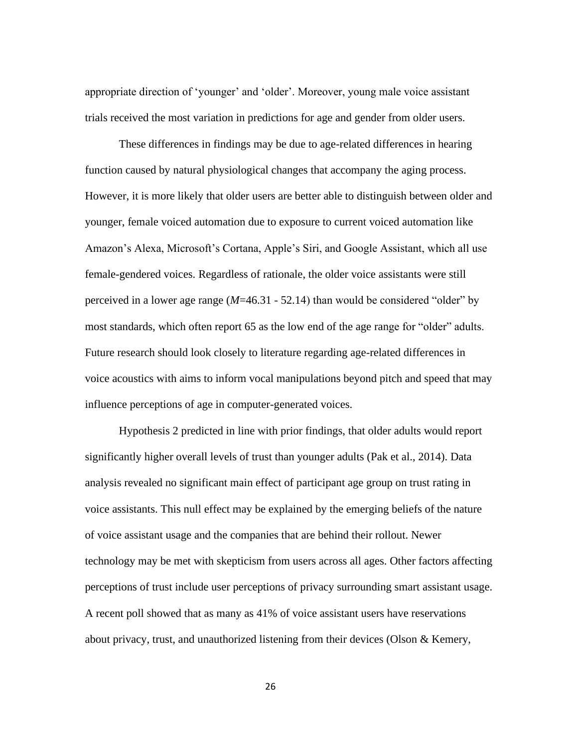appropriate direction of ‘younger’ and ‘older’. Moreover, young male voice assistant trials received the most variation in predictions for age and gender from older users.

These differences in findings may be due to age-related differences in hearing function caused by natural physiological changes that accompany the aging process. However, it is more likely that older users are better able to distinguish between older and younger, female voiced automation due to exposure to current voiced automation like Amazon’s Alexa, Microsoft’s Cortana, Apple’s Siri, and Google Assistant, which all use female-gendered voices. Regardless of rationale, the older voice assistants were still perceived in a lower age range ($M$=46.31 - 52.14) than would be considered “older” by most standards, which often report 65 as the low end of the age range for “older” adults. Future research should look closely to literature regarding age-related differences in voice acoustics with aims to inform vocal manipulations beyond pitch and speed that may influence perceptions of age in computer-generated voices.

Hypothesis 2 predicted in line with prior findings, that older adults would report significantly higher overall levels of trust than younger adults (Pak et al., 2014). Data analysis revealed no significant main effect of participant age group on trust rating in voice assistants. This null effect may be explained by the emerging beliefs of the nature of voice assistant usage and the companies that are behind their rollout. Newer technology may be met with skepticism from users across all ages. Other factors affecting perceptions of trust include user perceptions of privacy surrounding smart assistant usage. A recent poll showed that as many as 41% of voice assistant users have reservations about privacy, trust, and unauthorized listening from their devices (Olson & Kemery,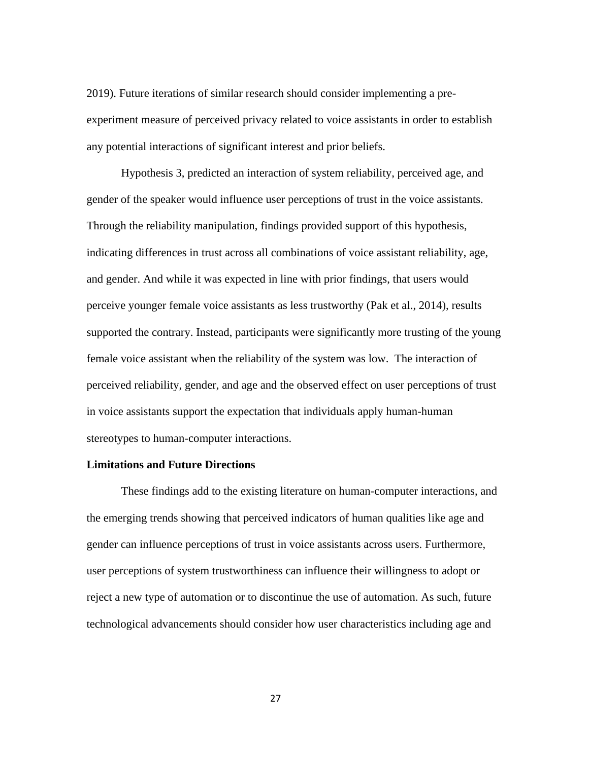2019). Future iterations of similar research should consider implementing a pre-experiment measure of perceived privacy related to voice assistants in order to establish any potential interactions of significant interest and prior beliefs.

Hypothesis 3, predicted an interaction of system reliability, perceived age, and gender of the speaker would influence user perceptions of trust in the voice assistants. Through the reliability manipulation, findings provided support of this hypothesis, indicating differences in trust across all combinations of voice assistant reliability, age, and gender. And while it was expected in line with prior findings, that users would perceive younger female voice assistants as less trustworthy (Pak et al., 2014), results supported the contrary. Instead, participants were significantly more trusting of the young female voice assistant when the reliability of the system was low. The interaction of perceived reliability, gender, and age and the observed effect on user perceptions of trust in voice assistants support the expectation that individuals apply human-human stereotypes to human-computer interactions.

## Limitations and Future Directions

These findings add to the existing literature on human-computer interactions, and the emerging trends showing that perceived indicators of human qualities like age and gender can influence perceptions of trust in voice assistants across users. Furthermore, user perceptions of system trustworthiness can influence their willingness to adopt or reject a new type of automation or to discontinue the use of automation. As such, future technological advancements should consider how user characteristics including age and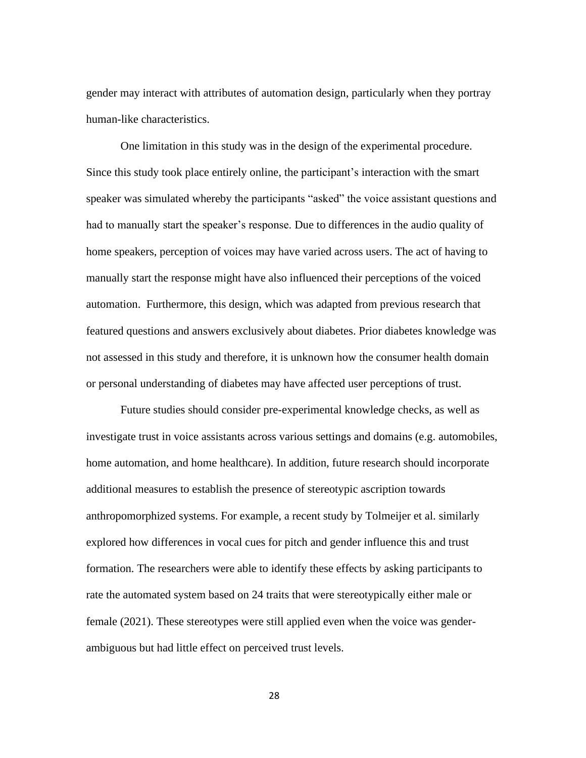gender may interact with attributes of automation design, particularly when they portray human-like characteristics.

One limitation in this study was in the design of the experimental procedure. Since this study took place entirely online, the participant's interaction with the smart speaker was simulated whereby the participants "asked" the voice assistant questions and had to manually start the speaker's response. Due to differences in the audio quality of home speakers, perception of voices may have varied across users. The act of having to manually start the response might have also influenced their perceptions of the voiced automation.  Furthermore, this design, which was adapted from previous research that featured questions and answers exclusively about diabetes. Prior diabetes knowledge was not assessed in this study and therefore, it is unknown how the consumer health domain or personal understanding of diabetes may have affected user perceptions of trust.

Future studies should consider pre-experimental knowledge checks, as well as investigate trust in voice assistants across various settings and domains (e.g. automobiles, home automation, and home healthcare). In addition, future research should incorporate additional measures to establish the presence of stereotypic ascription towards anthropomorphized systems. For example, a recent study by Tolmeijer et al. similarly explored how differences in vocal cues for pitch and gender influence this and trust formation. The researchers were able to identify these effects by asking participants to rate the automated system based on 24 traits that were stereotypically either male or female (2021). These stereotypes were still applied even when the voice was gender-ambiguous but had little effect on perceived trust levels.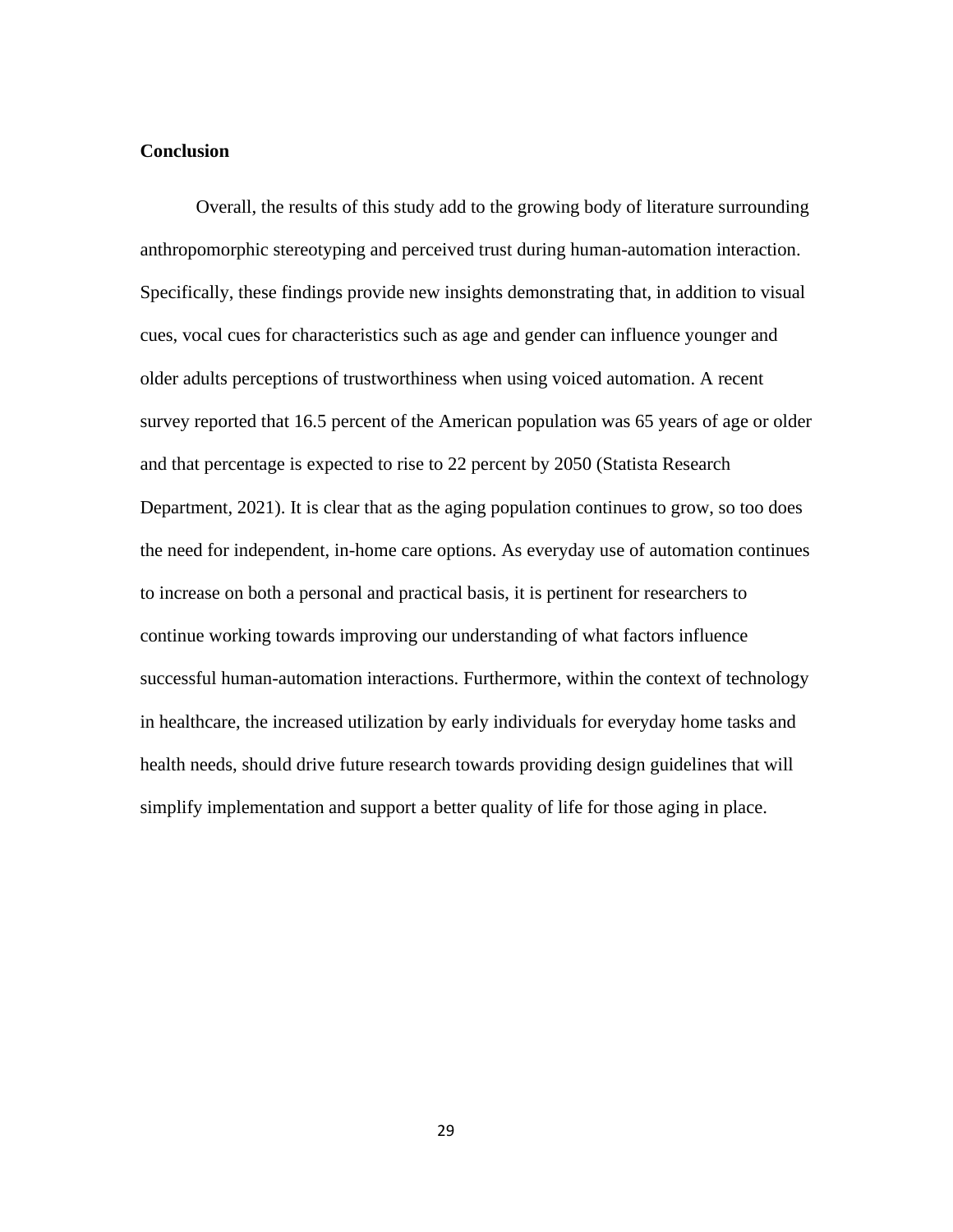**Conclusion**

Overall, the results of this study add to the growing body of literature surrounding anthropomorphic stereotyping and perceived trust during human-automation interaction. Specifically, these findings provide new insights demonstrating that, in addition to visual cues, vocal cues for characteristics such as age and gender can influence younger and older adults perceptions of trustworthiness when using voiced automation. A recent survey reported that 16.5 percent of the American population was 65 years of age or older and that percentage is expected to rise to 22 percent by 2050 (Statista Research Department, 2021). It is clear that as the aging population continues to grow, so too does the need for independent, in-home care options. As everyday use of automation continues to increase on both a personal and practical basis, it is pertinent for researchers to continue working towards improving our understanding of what factors influence successful human-automation interactions. Furthermore, within the context of technology in healthcare, the increased utilization by early individuals for everyday home tasks and health needs, should drive future research towards providing design guidelines that will simplify implementation and support a better quality of life for those aging in place.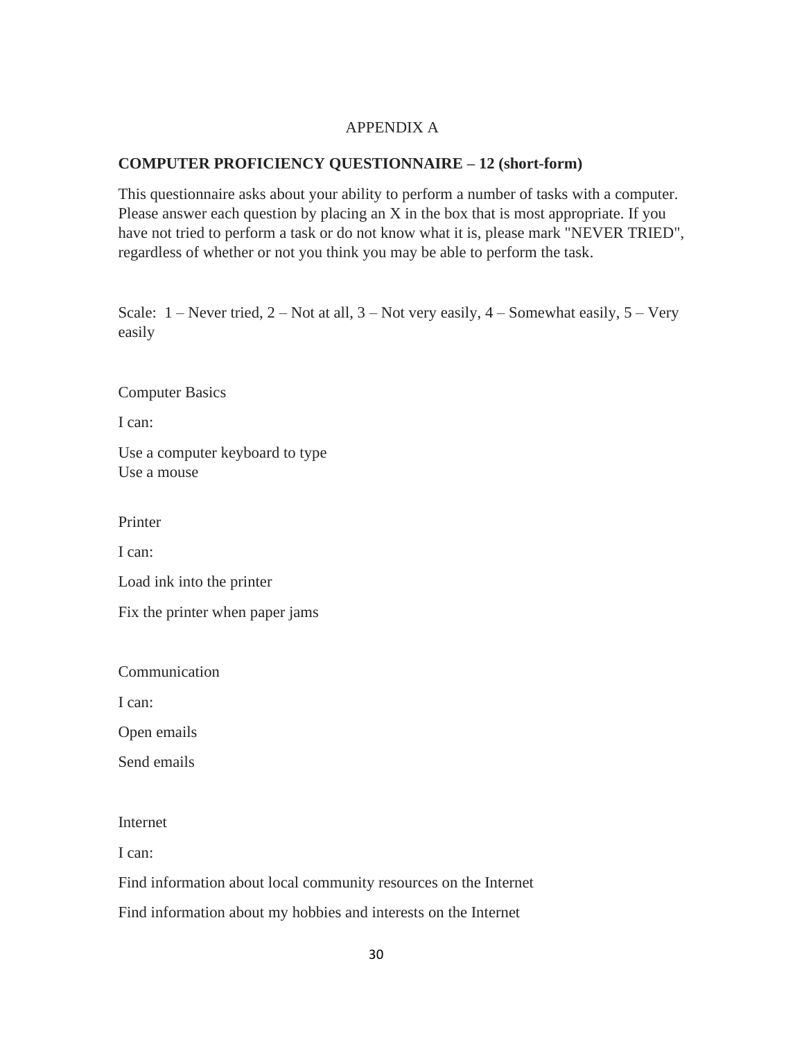APPENDIX A

**COMPUTER PROFICIENCY QUESTIONNAIRE – 12 (short-form)**

This questionnaire asks about your ability to perform a number of tasks with a computer. Please answer each question by placing an X in the box that is most appropriate. If you have not tried to perform a task or do not know what it is, please mark "NEVER TRIED", regardless of whether or not you think you may be able to perform the task.

Scale: 1 – Never tried, 2 – Not at all, 3 – Not very easily, 4 – Somewhat easily, 5 – Very easily

Computer Basics

I can:

Use a computer keyboard to type
Use a mouse

Printer

I can:

Load ink into the printer

Fix the printer when paper jams

Communication

I can:

Open emails

Send emails

Internet

I can:

Find information about local community resources on the Internet

Find information about my hobbies and interests on the Internet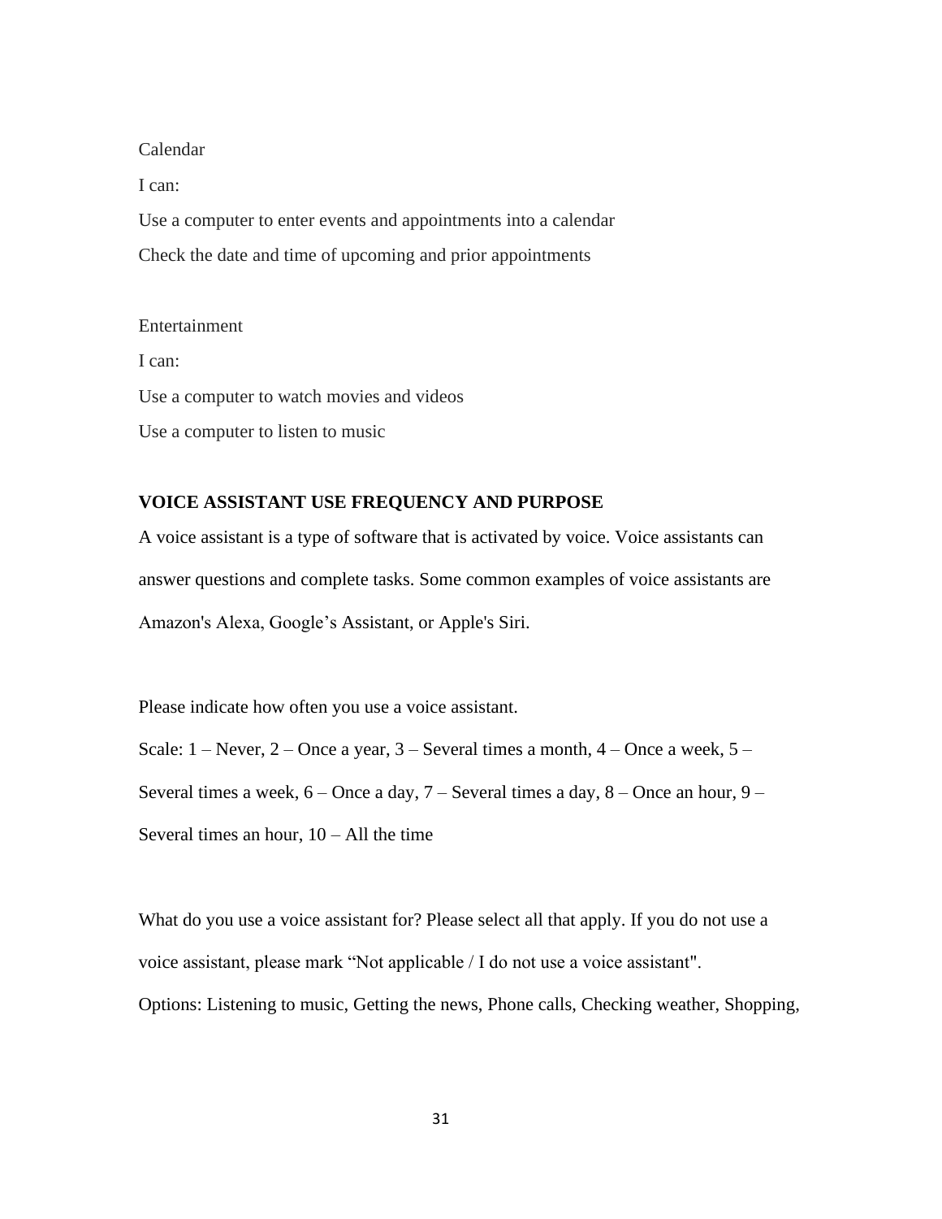Calendar

I can:

Use a computer to enter events and appointments into a calendar

Check the date and time of upcoming and prior appointments

Entertainment

I can:

Use a computer to watch movies and videos

Use a computer to listen to music

**VOICE ASSISTANT USE FREQUENCY AND PURPOSE**

A voice assistant is a type of software that is activated by voice. Voice assistants can answer questions and complete tasks. Some common examples of voice assistants are Amazon's Alexa, Google's Assistant, or Apple's Siri.

Please indicate how often you use a voice assistant.

Scale: 1 – Never, 2 – Once a year, 3 – Several times a month, 4 – Once a week, 5 – Several times a week, 6 – Once a day, 7 – Several times a day, 8 – Once an hour, 9 – Several times an hour, 10 – All the time

What do you use a voice assistant for? Please select all that apply. If you do not use a voice assistant, please mark "Not applicable / I do not use a voice assistant".

Options: Listening to music, Getting the news, Phone calls, Checking weather, Shopping,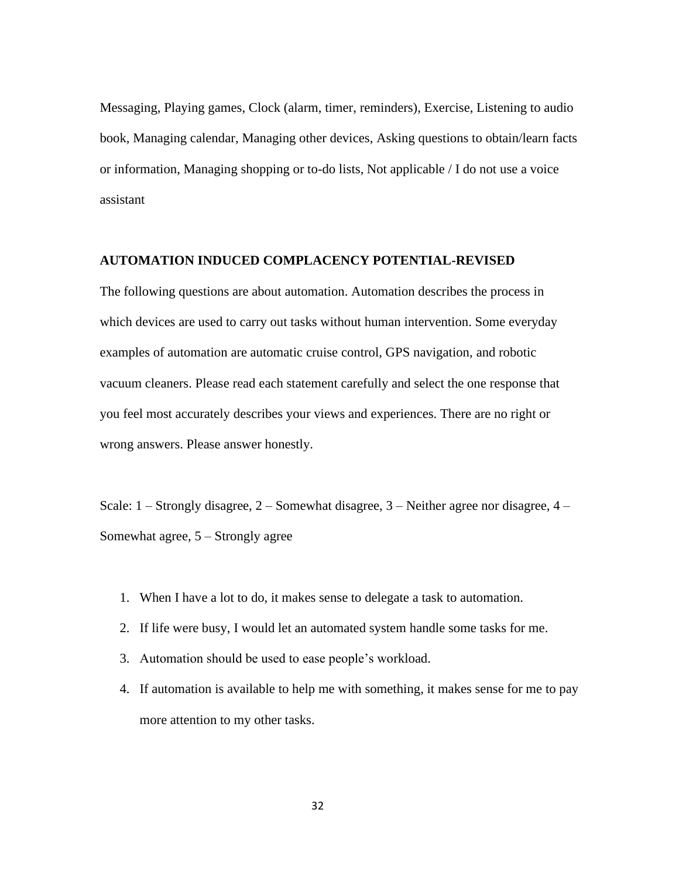Messaging, Playing games, Clock (alarm, timer, reminders), Exercise, Listening to audio book, Managing calendar, Managing other devices, Asking questions to obtain/learn facts or information, Managing shopping or to-do lists, Not applicable / I do not use a voice assistant

**AUTOMATION INDUCED COMPLACENCY POTENTIAL-REVISED**

The following questions are about automation. Automation describes the process in which devices are used to carry out tasks without human intervention. Some everyday examples of automation are automatic cruise control, GPS navigation, and robotic vacuum cleaners. Please read each statement carefully and select the one response that you feel most accurately describes your views and experiences. There are no right or wrong answers. Please answer honestly.

Scale: 1 – Strongly disagree, 2 – Somewhat disagree, 3 – Neither agree nor disagree, 4 – Somewhat agree, 5 – Strongly agree

1. When I have a lot to do, it makes sense to delegate a task to automation.
2. If life were busy, I would let an automated system handle some tasks for me.
3. Automation should be used to ease people's workload.
4. If automation is available to help me with something, it makes sense for me to pay more attention to my other tasks.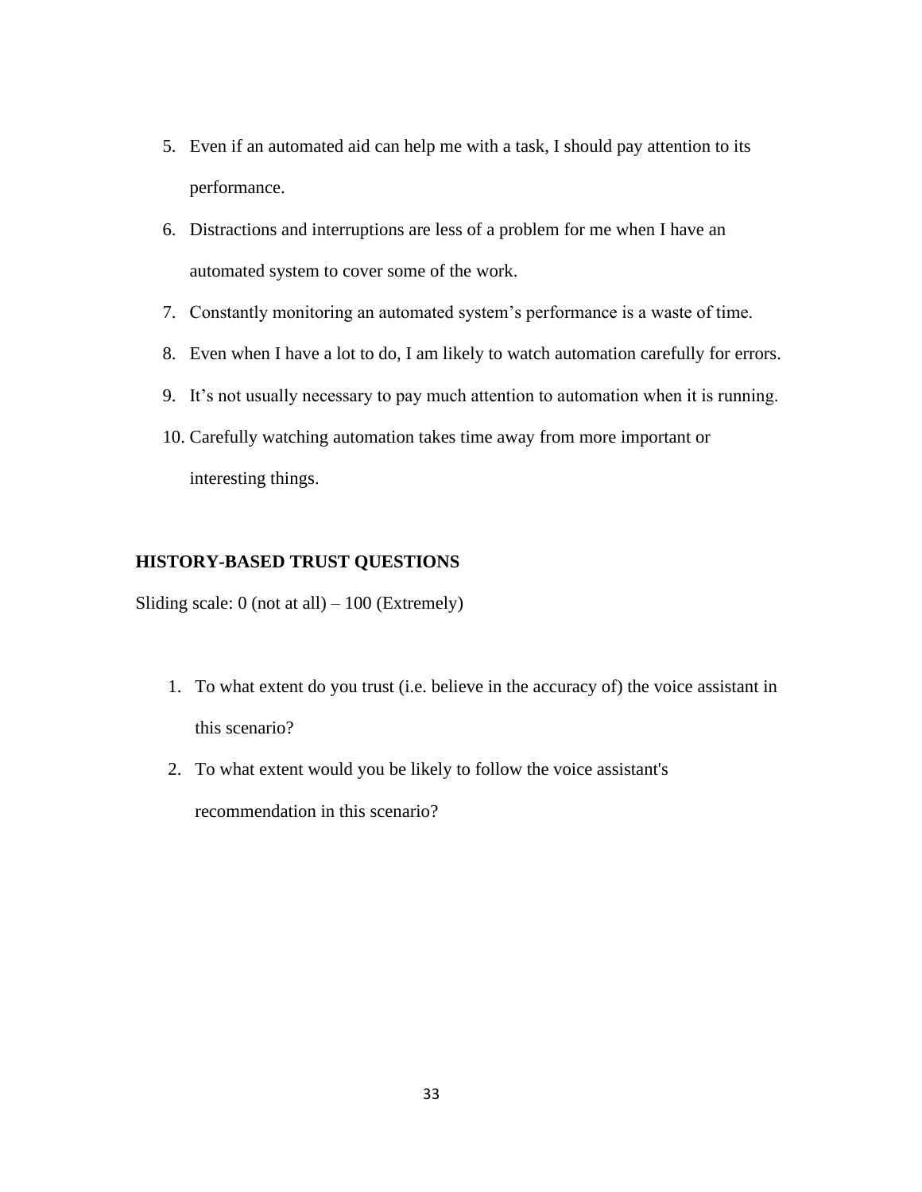5. Even if an automated aid can help me with a task, I should pay attention to its performance.
6. Distractions and interruptions are less of a problem for me when I have an automated system to cover some of the work.
7. Constantly monitoring an automated system's performance is a waste of time.
8. Even when I have a lot to do, I am likely to watch automation carefully for errors.
9. It's not usually necessary to pay much attention to automation when it is running.
10. Carefully watching automation takes time away from more important or interesting things.

**HISTORY-BASED TRUST QUESTIONS**

Sliding scale: 0 (not at all) – 100 (Extremely)

1. To what extent do you trust (i.e. believe in the accuracy of) the voice assistant in this scenario?
2. To what extent would you be likely to follow the voice assistant's recommendation in this scenario?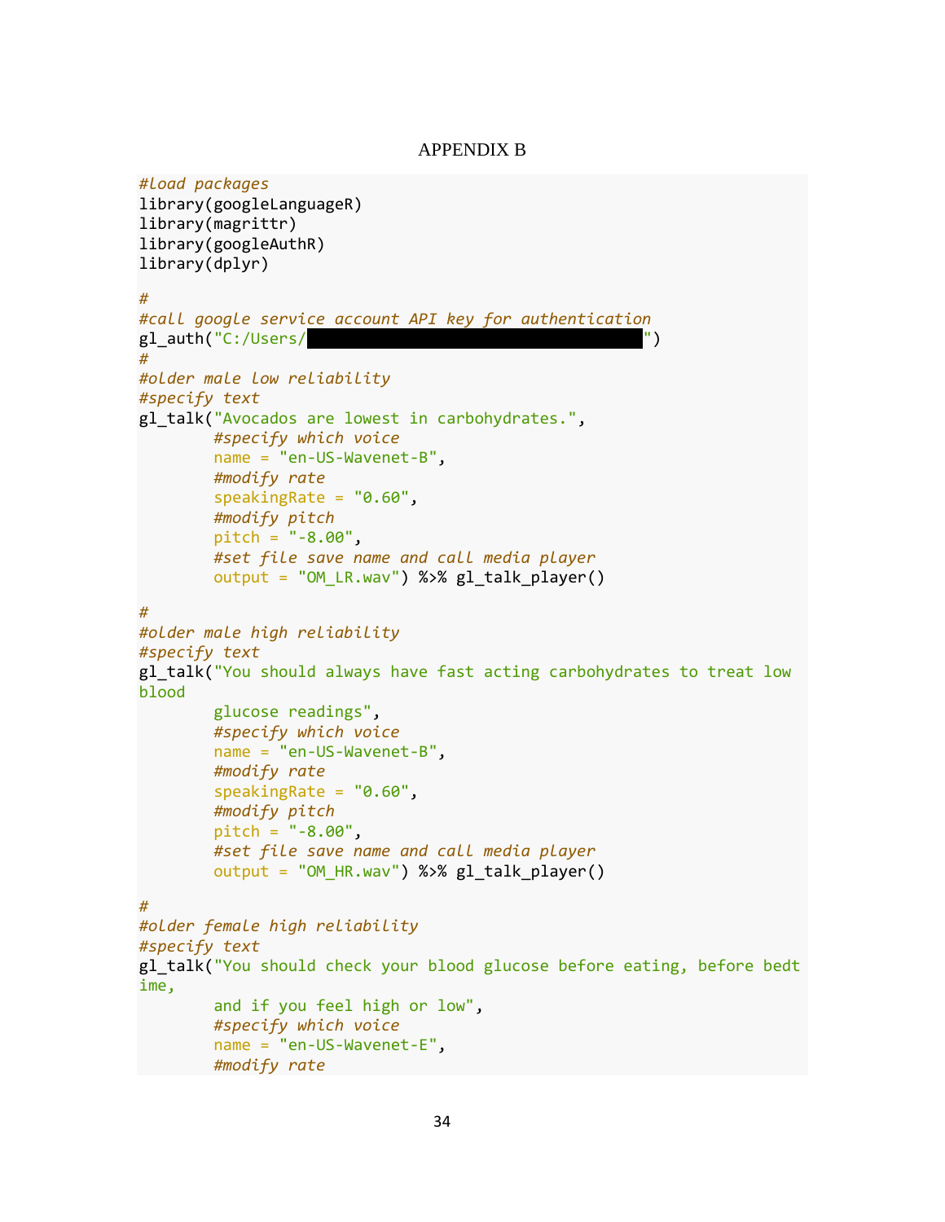APPENDIX B

```
#load packages
library(googleLanguageR)
library(magrittr)
library(googleAuthR)
library(dplyr)

#
#call google service account API key for authentication
gl_auth("C:/Users/                                    ")
#
#older male low reliability
#specify text
gl_talk("Avocados are lowest in carbohydrates.",
        #specify which voice
        name = "en-US-Wavenet-B",
        #modify rate
        speakingRate = "0.60",
        #modify pitch
        pitch = "-8.00",
        #set file save name and call media player
        output = "OM_LR.wav") %>% gl_talk_player()

#
#older male high reliability
#specify text
gl_talk("You should always have fast acting carbohydrates to treat low
blood
        glucose readings",
        #specify which voice
        name = "en-US-Wavenet-B",
        #modify rate
        speakingRate = "0.60",
        #modify pitch
        pitch = "-8.00",
        #set file save name and call media player
        output = "OM_HR.wav") %>% gl_talk_player()

#
#older female high reliability
#specify text
gl_talk("You should check your blood glucose before eating, before bedt
ime,
        and if you feel high or low",
        #specify which voice
        name = "en-US-Wavenet-E",
        #modify rate
```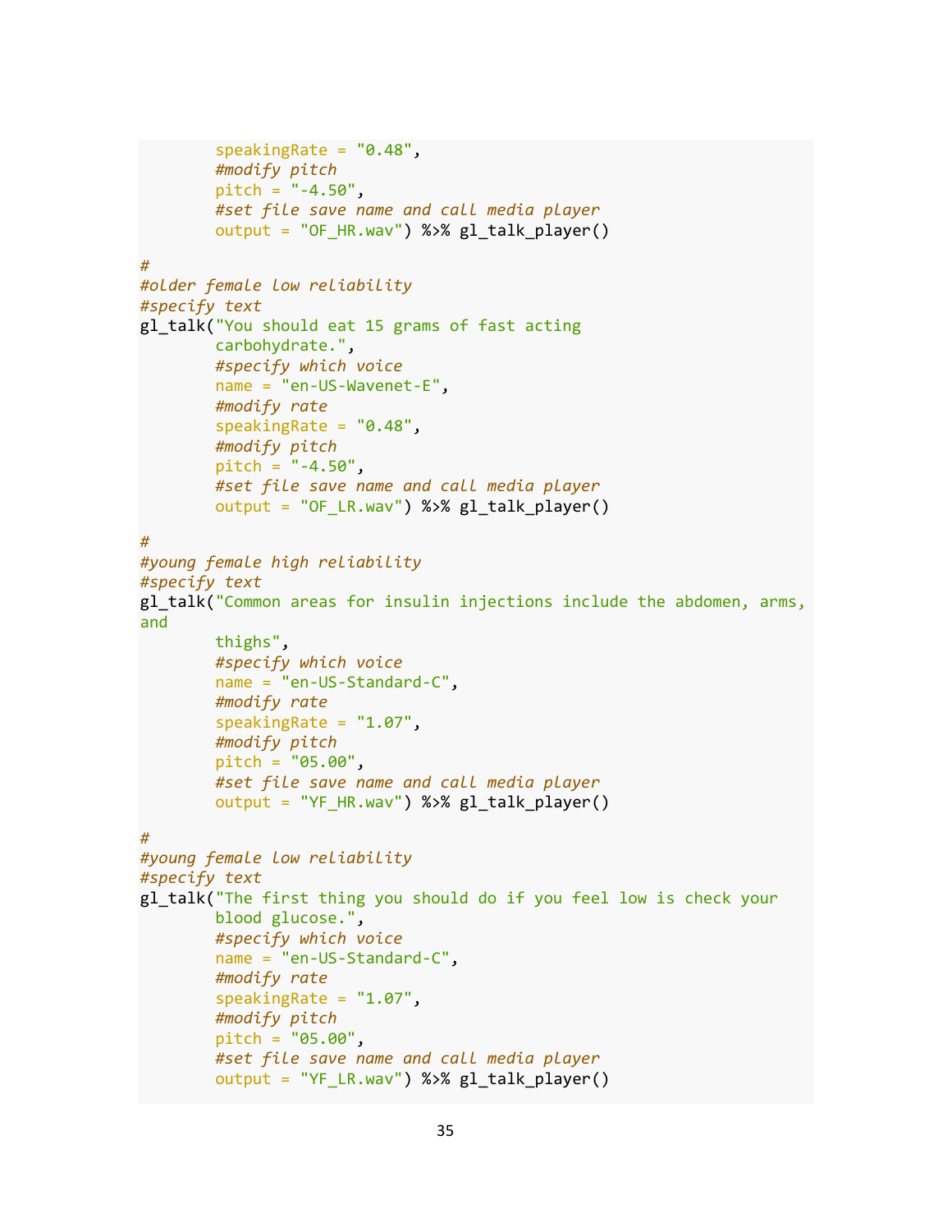```
        speakingRate = "0.48",
        #modify pitch
        pitch = "-4.50",
        #set file save name and call media player
        output = "OF_HR.wav") %>% gl_talk_player()

#
#older female low reliability
#specify text
gl_talk("You should eat 15 grams of fast acting
        carbohydrate.",
        #specify which voice
        name = "en-US-Wavenet-E",
        #modify rate
        speakingRate = "0.48",
        #modify pitch
        pitch = "-4.50",
        #set file save name and call media player
        output = "OF_LR.wav") %>% gl_talk_player()

#
#young female high reliability
#specify text
gl_talk("Common areas for insulin injections include the abdomen, arms,
and
        thighs",
        #specify which voice
        name = "en-US-Standard-C",
        #modify rate
        speakingRate = "1.07",
        #modify pitch
        pitch = "05.00",
        #set file save name and call media player
        output = "YF_HR.wav") %>% gl_talk_player()

#
#young female low reliability
#specify text
gl_talk("The first thing you should do if you feel low is check your
        blood glucose.",
        #specify which voice
        name = "en-US-Standard-C",
        #modify rate
        speakingRate = "1.07",
        #modify pitch
        pitch = "05.00",
        #set file save name and call media player
        output = "YF_LR.wav") %>% gl_talk_player()
```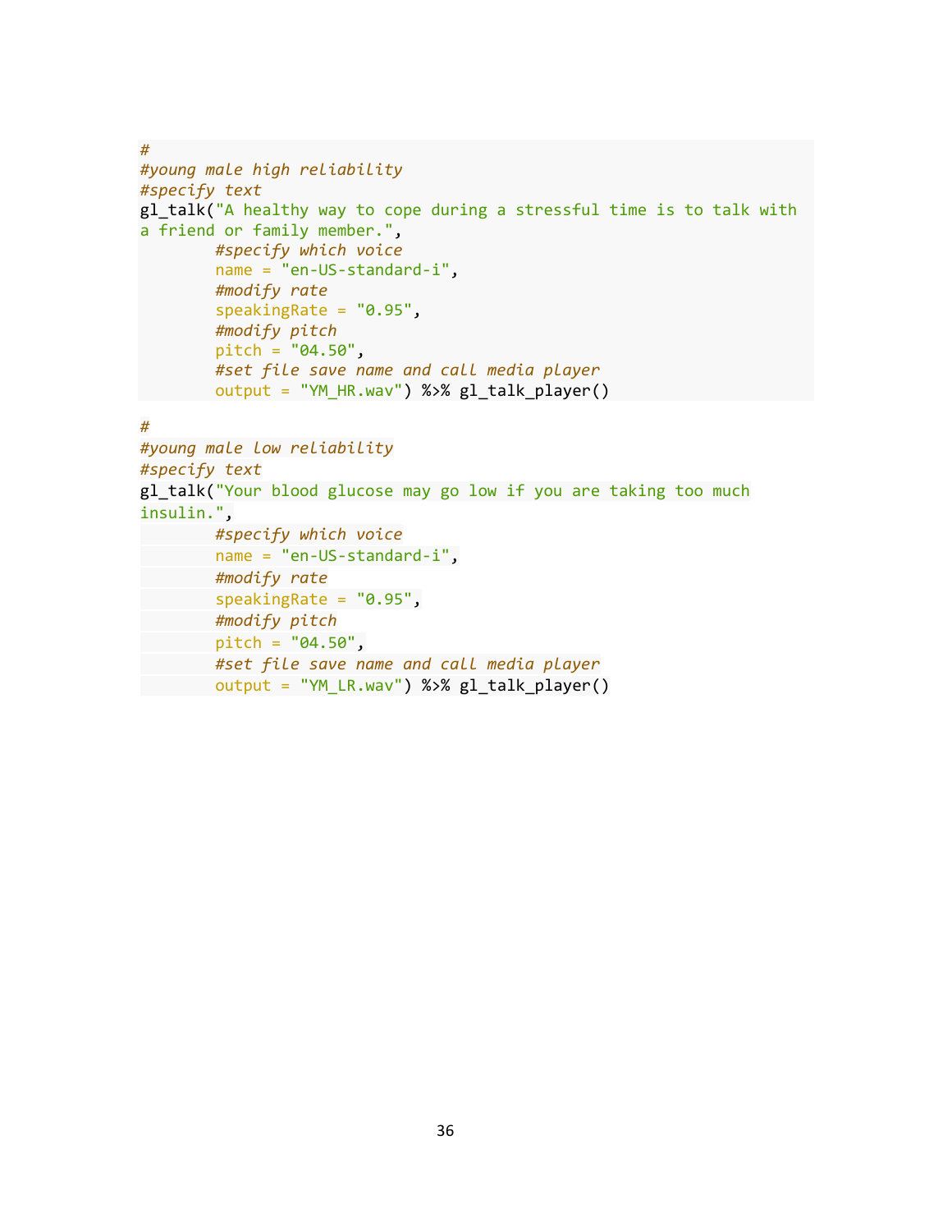```
#
#young male high reliability
#specify text
gl_talk("A healthy way to cope during a stressful time is to talk with
a friend or family member.",
        #specify which voice
        name = "en-US-standard-i",
        #modify rate
        speakingRate = "0.95",
        #modify pitch
        pitch = "04.50",
        #set file save name and call media player
        output = "YM_HR.wav") %>% gl_talk_player()
```

```
#
#young male low reliability
#specify text
gl_talk("Your blood glucose may go low if you are taking too much
insulin.",
        #specify which voice
        name = "en-US-standard-i",
        #modify rate
        speakingRate = "0.95",
        #modify pitch
        pitch = "04.50",
        #set file save name and call media player
        output = "YM_LR.wav") %>% gl_talk_player()
```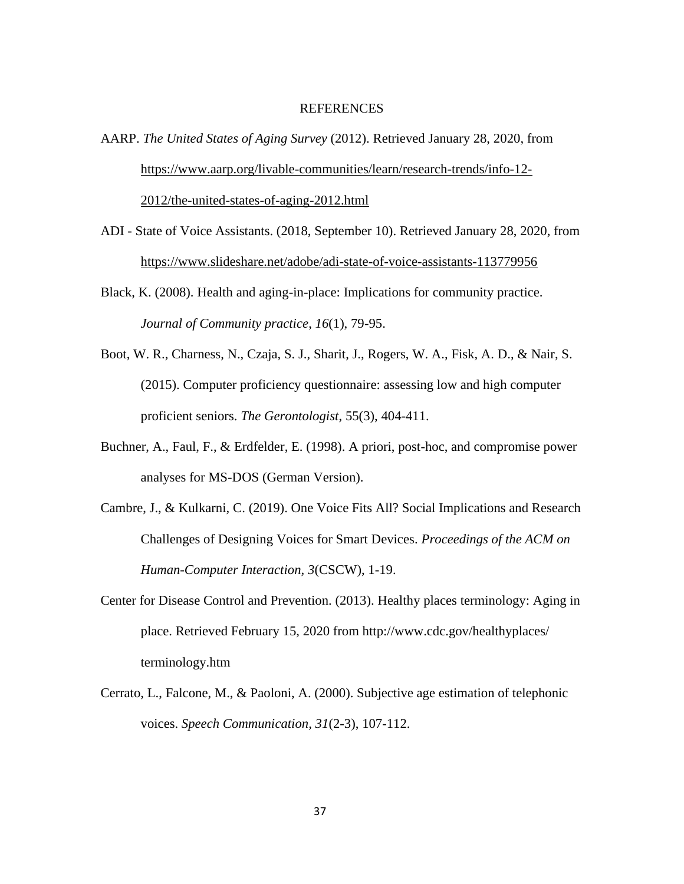# REFERENCES

AARP. *The United States of Aging Survey* (2012). Retrieved January 28, 2020, from https://www.aarp.org/livable-communities/learn/research-trends/info-12-2012/the-united-states-of-aging-2012.html

ADI - State of Voice Assistants. (2018, September 10). Retrieved January 28, 2020, from https://www.slideshare.net/adobe/adi-state-of-voice-assistants-113779956

Black, K. (2008). Health and aging-in-place: Implications for community practice. *Journal of Community practice*, *16*(1), 79-95.

Boot, W. R., Charness, N., Czaja, S. J., Sharit, J., Rogers, W. A., Fisk, A. D., & Nair, S. (2015). Computer proficiency questionnaire: assessing low and high computer proficient seniors. *The Gerontologist*, 55(3), 404-411.

Buchner, A., Faul, F., & Erdfelder, E. (1998). A priori, post-hoc, and compromise power analyses for MS-DOS (German Version).

Cambre, J., & Kulkarni, C. (2019). One Voice Fits All? Social Implications and Research Challenges of Designing Voices for Smart Devices. *Proceedings of the ACM on Human-Computer Interaction*, *3*(CSCW), 1-19.

Center for Disease Control and Prevention. (2013). Healthy places terminology: Aging in place. Retrieved February 15, 2020 from http://www.cdc.gov/healthyplaces/ terminology.htm

Cerrato, L., Falcone, M., & Paoloni, A. (2000). Subjective age estimation of telephonic voices. *Speech Communication, 31*(2-3), 107-112.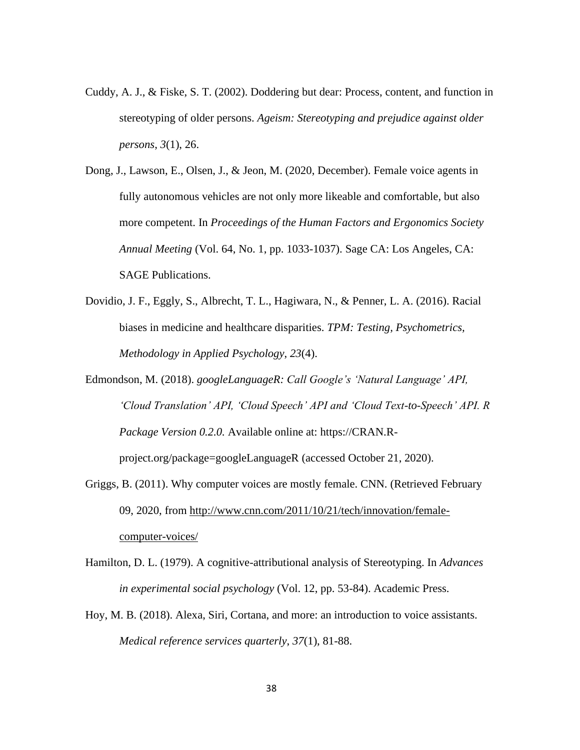Cuddy, A. J., & Fiske, S. T. (2002). Doddering but dear: Process, content, and function in stereotyping of older persons. *Ageism: Stereotyping and prejudice against older persons*, *3*(1), 26.

Dong, J., Lawson, E., Olsen, J., & Jeon, M. (2020, December). Female voice agents in fully autonomous vehicles are not only more likeable and comfortable, but also more competent. In *Proceedings of the Human Factors and Ergonomics Society Annual Meeting* (Vol. 64, No. 1, pp. 1033-1037). Sage CA: Los Angeles, CA: SAGE Publications.

Dovidio, J. F., Eggly, S., Albrecht, T. L., Hagiwara, N., & Penner, L. A. (2016). Racial biases in medicine and healthcare disparities. *TPM: Testing, Psychometrics, Methodology in Applied Psychology*, *23*(4).

Edmondson, M. (2018). *googleLanguageR: Call Google's 'Natural Language' API, 'Cloud Translation' API, 'Cloud Speech' API and 'Cloud Text-to-Speech' API. R Package Version 0.2.0.* Available online at: https://CRAN.R-project.org/package=googleLanguageR (accessed October 21, 2020).

Griggs, B. (2011). Why computer voices are mostly female. CNN. (Retrieved February 09, 2020, from http://www.cnn.com/2011/10/21/tech/innovation/female-computer-voices/

Hamilton, D. L. (1979). A cognitive-attributional analysis of Stereotyping. In *Advances in experimental social psychology* (Vol. 12, pp. 53-84). Academic Press.

Hoy, M. B. (2018). Alexa, Siri, Cortana, and more: an introduction to voice assistants. *Medical reference services quarterly*, *37*(1), 81-88.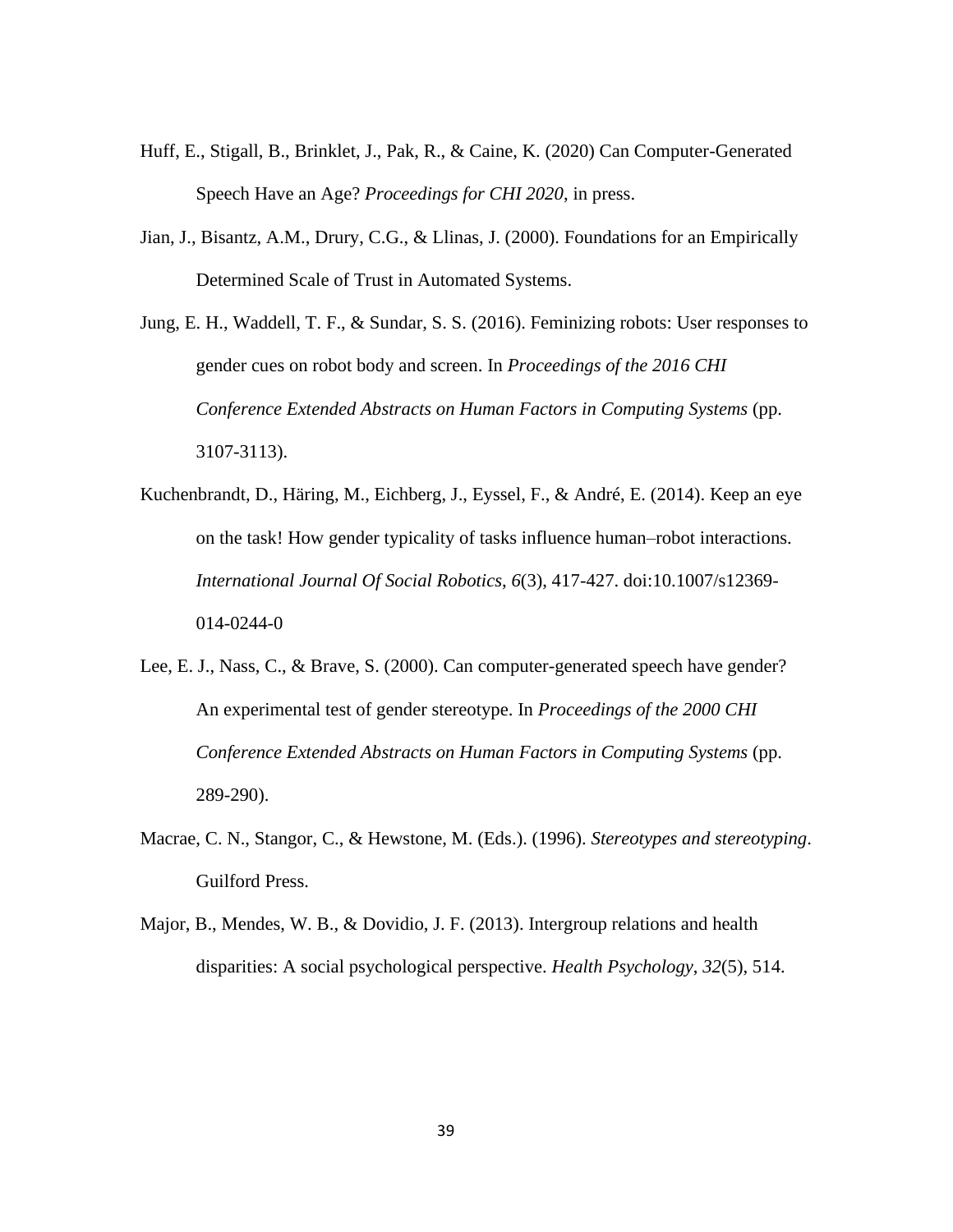Huff, E., Stigall, B., Brinklet, J., Pak, R., & Caine, K. (2020) Can Computer-Generated Speech Have an Age? *Proceedings for CHI 2020*, in press.

Jian, J., Bisantz, A.M., Drury, C.G., & Llinas, J. (2000). Foundations for an Empirically Determined Scale of Trust in Automated Systems.

Jung, E. H., Waddell, T. F., & Sundar, S. S. (2016). Feminizing robots: User responses to gender cues on robot body and screen. In *Proceedings of the 2016 CHI Conference Extended Abstracts on Human Factors in Computing Systems* (pp. 3107-3113).

Kuchenbrandt, D., Häring, M., Eichberg, J., Eyssel, F., & André, E. (2014). Keep an eye on the task! How gender typicality of tasks influence human–robot interactions. *International Journal Of Social Robotics*, *6*(3), 417-427. doi:10.1007/s12369-014-0244-0

Lee, E. J., Nass, C., & Brave, S. (2000). Can computer-generated speech have gender? An experimental test of gender stereotype. In *Proceedings of the 2000 CHI Conference Extended Abstracts on Human Factors in Computing Systems* (pp. 289-290).

Macrae, C. N., Stangor, C., & Hewstone, M. (Eds.). (1996). *Stereotypes and stereotyping*. Guilford Press.

Major, B., Mendes, W. B., & Dovidio, J. F. (2013). Intergroup relations and health disparities: A social psychological perspective. *Health Psychology*, *32*(5), 514.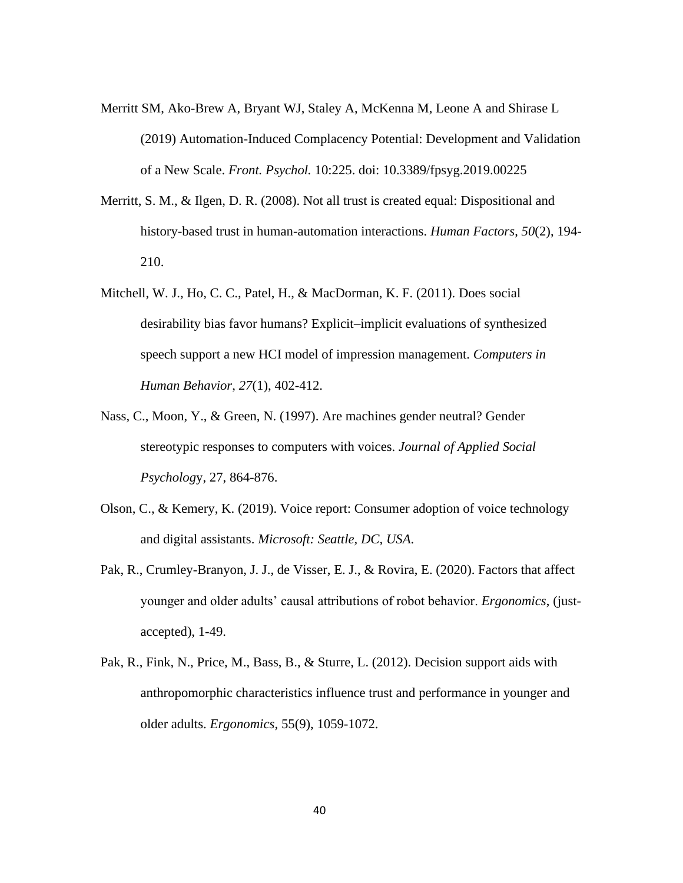Merritt SM, Ako-Brew A, Bryant WJ, Staley A, McKenna M, Leone A and Shirase L (2019) Automation-Induced Complacency Potential: Development and Validation of a New Scale. *Front. Psychol.* 10:225. doi: 10.3389/fpsyg.2019.00225

Merritt, S. M., & Ilgen, D. R. (2008). Not all trust is created equal: Dispositional and history-based trust in human-automation interactions. *Human Factors*, *50*(2), 194-210.

Mitchell, W. J., Ho, C. C., Patel, H., & MacDorman, K. F. (2011). Does social desirability bias favor humans? Explicit–implicit evaluations of synthesized speech support a new HCI model of impression management. *Computers in Human Behavior*, *27*(1), 402-412.

Nass, C., Moon, Y., & Green, N. (1997). Are machines gender neutral? Gender stereotypic responses to computers with voices. *Journal of Applied Social Psychology*, 27, 864-876.

Olson, C., & Kemery, K. (2019). Voice report: Consumer adoption of voice technology and digital assistants. *Microsoft: Seattle, DC, USA.*

Pak, R., Crumley-Branyon, J. J., de Visser, E. J., & Rovira, E. (2020). Factors that affect younger and older adults' causal attributions of robot behavior. *Ergonomics*, (just-accepted), 1-49.

Pak, R., Fink, N., Price, M., Bass, B., & Sturre, L. (2012). Decision support aids with anthropomorphic characteristics influence trust and performance in younger and older adults. *Ergonomics*, 55(9), 1059-1072.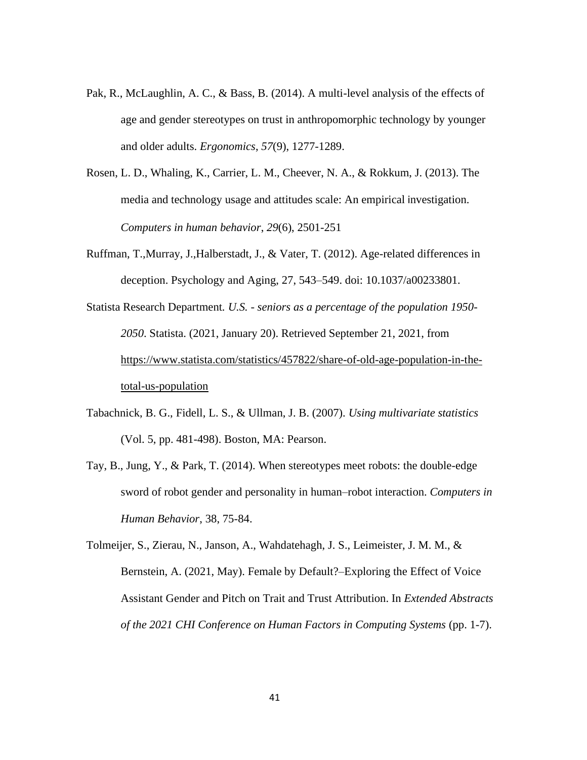Pak, R., McLaughlin, A. C., & Bass, B. (2014). A multi-level analysis of the effects of age and gender stereotypes on trust in anthropomorphic technology by younger and older adults. *Ergonomics*, *57*(9), 1277-1289.

Rosen, L. D., Whaling, K., Carrier, L. M., Cheever, N. A., & Rokkum, J. (2013). The media and technology usage and attitudes scale: An empirical investigation. *Computers in human behavior*, *29*(6), 2501-251

Ruffman, T.,Murray, J.,Halberstadt, J., & Vater, T. (2012). Age-related differences in deception. Psychology and Aging, 27, 543–549. doi: 10.1037/a00233801.

Statista Research Department. *U.S. - seniors as a percentage of the population 1950-2050*. Statista. (2021, January 20). Retrieved September 21, 2021, from https://www.statista.com/statistics/457822/share-of-old-age-population-in-the-total-us-population

Tabachnick, B. G., Fidell, L. S., & Ullman, J. B. (2007). *Using multivariate statistics* (Vol. 5, pp. 481-498). Boston, MA: Pearson.

Tay, B., Jung, Y., & Park, T. (2014). When stereotypes meet robots: the double-edge sword of robot gender and personality in human–robot interaction. *Computers in Human Behavior*, 38, 75-84.

Tolmeijer, S., Zierau, N., Janson, A., Wahdatehagh, J. S., Leimeister, J. M. M., & Bernstein, A. (2021, May). Female by Default?–Exploring the Effect of Voice Assistant Gender and Pitch on Trait and Trust Attribution. In *Extended Abstracts of the 2021 CHI Conference on Human Factors in Computing Systems* (pp. 1-7).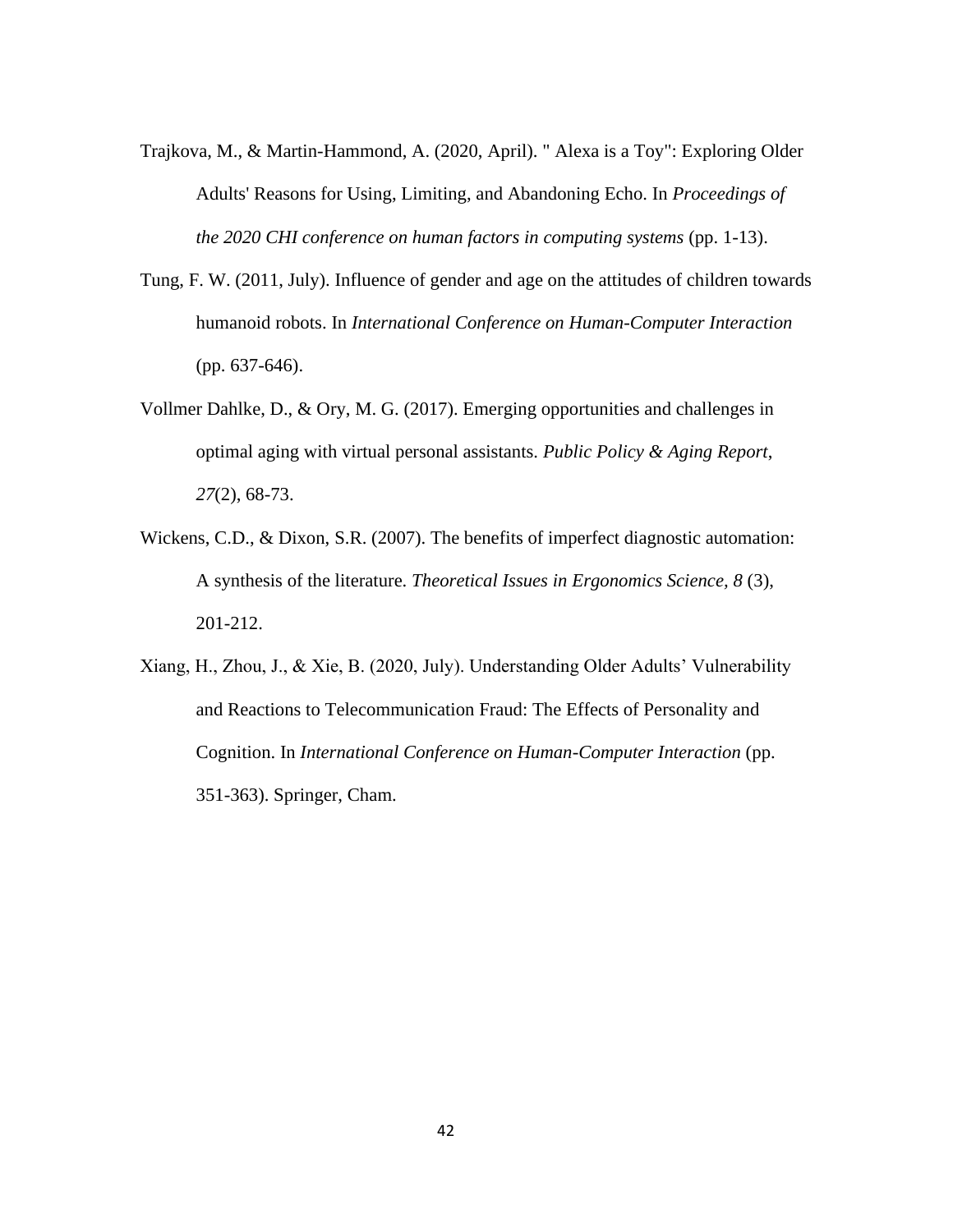Trajkova, M., & Martin-Hammond, A. (2020, April). " Alexa is a Toy": Exploring Older Adults' Reasons for Using, Limiting, and Abandoning Echo. In *Proceedings of the 2020 CHI conference on human factors in computing systems* (pp. 1-13).

Tung, F. W. (2011, July). Influence of gender and age on the attitudes of children towards humanoid robots. In *International Conference on Human-Computer Interaction* (pp. 637-646).

Vollmer Dahlke, D., & Ory, M. G. (2017). Emerging opportunities and challenges in optimal aging with virtual personal assistants. *Public Policy & Aging Report, 27*(2), 68-73.

Wickens, C.D., & Dixon, S.R. (2007). The benefits of imperfect diagnostic automation: A synthesis of the literature. *Theoretical Issues in Ergonomics Science, 8* (3), 201-212.

Xiang, H., Zhou, J., & Xie, B. (2020, July). Understanding Older Adults' Vulnerability and Reactions to Telecommunication Fraud: The Effects of Personality and Cognition. In *International Conference on Human-Computer Interaction* (pp. 351-363). Springer, Cham.